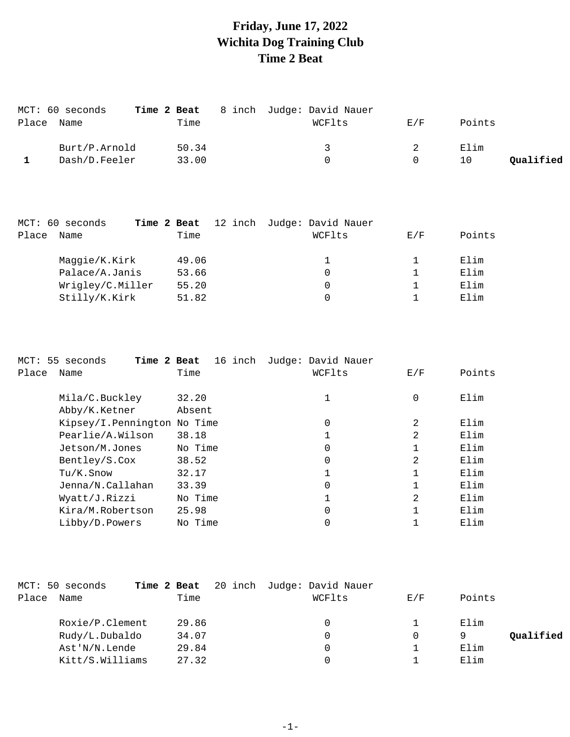# Friday, June 17, 2022
# Wichita Dog Training Club
# Time 2 Beat

MCT: 60 seconds **Time 2 Beat** 8 inch Judge: David Nauer

| Place | Name | Time | WCFlts | E/F | Points | |
|---|---|---|---|---|---|---|
| | Burt/P.Arnold | 50.34 | 3 | 2 | Elim | |
| **1** | Dash/D.Feeler | 33.00 | 0 | 0 | 10 | **Qualified** |

MCT: 60 seconds **Time 2 Beat** 12 inch Judge: David Nauer

| Place | Name | Time | WCFlts | E/F | Points |
|---|---|---|---|---|---|
| | Maggie/K.Kirk | 49.06 | 1 | 1 | Elim |
| | Palace/A.Janis | 53.66 | 0 | 1 | Elim |
| | Wrigley/C.Miller | 55.20 | 0 | 1 | Elim |
| | Stilly/K.Kirk | 51.82 | 0 | 1 | Elim |

MCT: 55 seconds **Time 2 Beat** 16 inch Judge: David Nauer

| Place | Name | Time | WCFlts | E/F | Points |
|---|---|---|---|---|---|
| | Mila/C.Buckley | 32.20 | 1 | 0 | Elim |
| | Abby/K.Ketner | Absent | | | |
| | Kipsey/I.Pennington | No Time | 0 | 2 | Elim |
| | Pearlie/A.Wilson | 38.18 | 1 | 2 | Elim |
| | Jetson/M.Jones | No Time | 0 | 1 | Elim |
| | Bentley/S.Cox | 38.52 | 0 | 2 | Elim |
| | Tu/K.Snow | 32.17 | 1 | 1 | Elim |
| | Jenna/N.Callahan | 33.39 | 0 | 1 | Elim |
| | Wyatt/J.Rizzi | No Time | 1 | 2 | Elim |
| | Kira/M.Robertson | 25.98 | 0 | 1 | Elim |
| | Libby/D.Powers | No Time | 0 | 1 | Elim |

MCT: 50 seconds **Time 2 Beat** 20 inch Judge: David Nauer

| Place | Name | Time | WCFlts | E/F | Points | |
|---|---|---|---|---|---|---|
| | Roxie/P.Clement | 29.86 | 0 | 1 | Elim | |
| | Rudy/L.Dubaldo | 34.07 | 0 | 0 | 9 | **Qualified** |
| | Ast'N/N.Lende | 29.84 | 0 | 1 | Elim | |
| | Kitt/S.Williams | 27.32 | 0 | 1 | Elim | |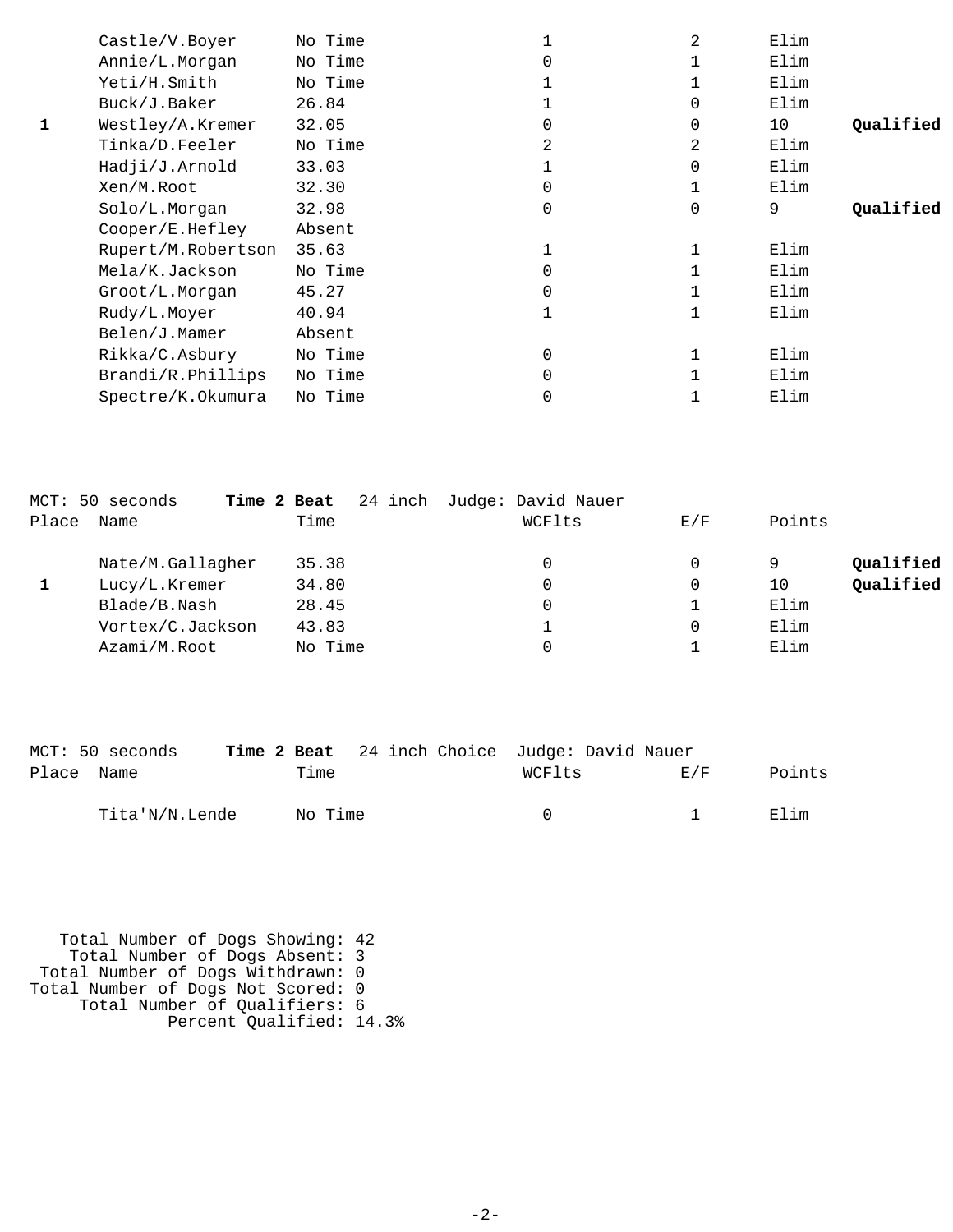| Place | Name | Time | WCFlts | E/F | Points | |
|---|---|---|---|---|---|---|
| | Castle/V.Boyer | No Time | 1 | 2 | Elim | |
| | Annie/L.Morgan | No Time | 0 | 1 | Elim | |
| | Yeti/H.Smith | No Time | 1 | 1 | Elim | |
| | Buck/J.Baker | 26.84 | 1 | 0 | Elim | |
| **1** | Westley/A.Kremer | 32.05 | 0 | 0 | 10 | **Qualified** |
| | Tinka/D.Feeler | No Time | 2 | 2 | Elim | |
| | Hadji/J.Arnold | 33.03 | 1 | 0 | Elim | |
| | Xen/M.Root | 32.30 | 0 | 1 | Elim | |
| | Solo/L.Morgan | 32.98 | 0 | 0 | 9 | **Qualified** |
| | Cooper/E.Hefley | Absent | | | | |
| | Rupert/M.Robertson | 35.63 | 1 | 1 | Elim | |
| | Mela/K.Jackson | No Time | 0 | 1 | Elim | |
| | Groot/L.Morgan | 45.27 | 0 | 1 | Elim | |
| | Rudy/L.Moyer | 40.94 | 1 | 1 | Elim | |
| | Belen/J.Mamer | Absent | | | | |
| | Rikka/C.Asbury | No Time | 0 | 1 | Elim | |
| | Brandi/R.Phillips | No Time | 0 | 1 | Elim | |
| | Spectre/K.Okumura | No Time | 0 | 1 | Elim | |

MCT: 50 seconds **Time 2 Beat** 24 inch Judge: David Nauer

| Place | Name | Time | WCFlts | E/F | Points | |
|---|---|---|---|---|---|---|
| | Nate/M.Gallagher | 35.38 | 0 | 0 | 9 | **Qualified** |
| **1** | Lucy/L.Kremer | 34.80 | 0 | 0 | 10 | **Qualified** |
| | Blade/B.Nash | 28.45 | 0 | 1 | Elim | |
| | Vortex/C.Jackson | 43.83 | 1 | 0 | Elim | |
| | Azami/M.Root | No Time | 0 | 1 | Elim | |

MCT: 50 seconds **Time 2 Beat** 24 inch Choice Judge: David Nauer

| Place | Name | Time | WCFlts | E/F | Points |
|---|---|---|---|---|---|
| | Tita'N/N.Lende | No Time | 0 | 1 | Elim |

Total Number of Dogs Showing: 42
Total Number of Dogs Absent: 3
Total Number of Dogs Withdrawn: 0
Total Number of Dogs Not Scored: 0
Total Number of Qualifiers: 6
Percent Qualified: 14.3%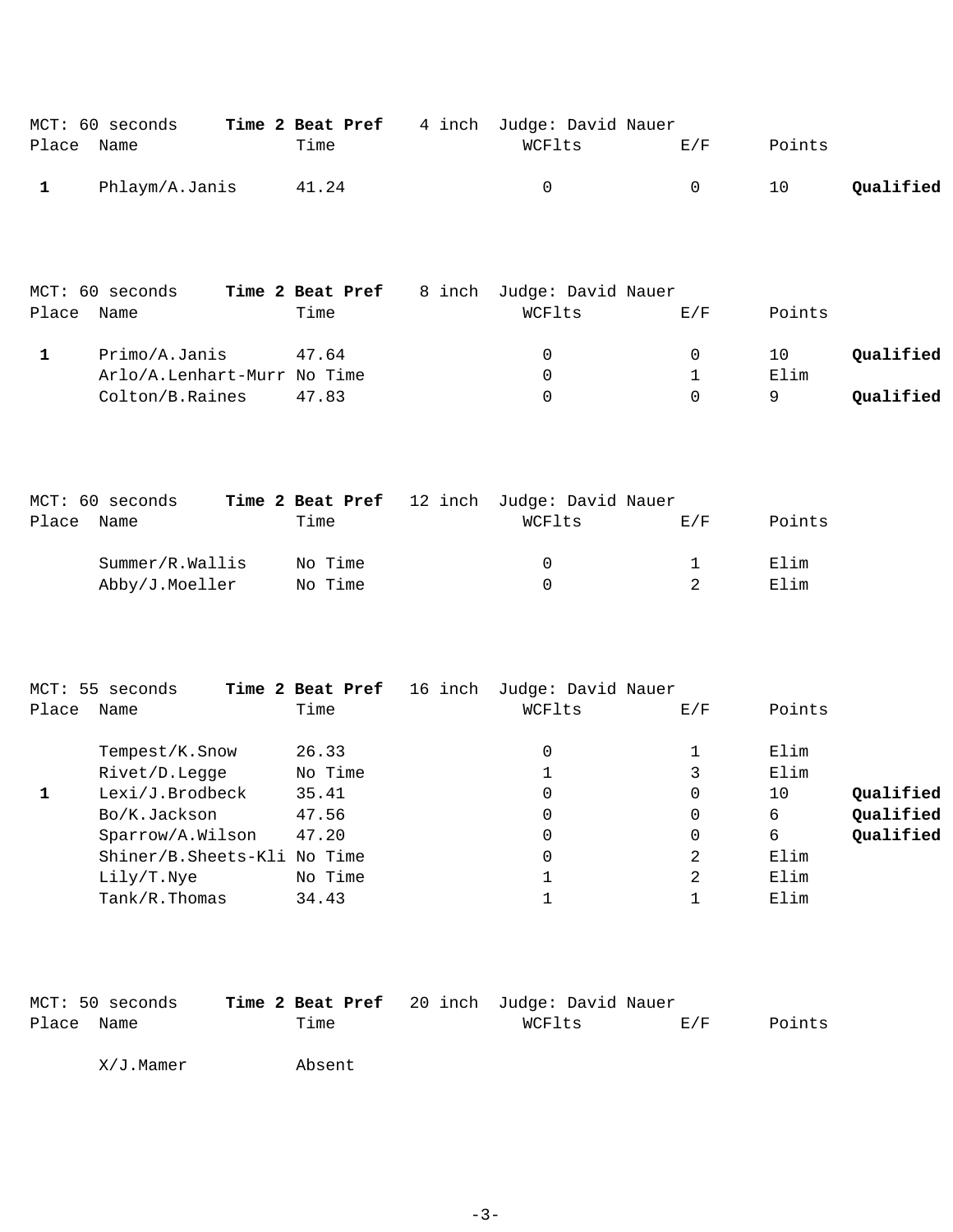MCT: 60 seconds **Time 2 Beat Pref** 4 inch Judge: David Nauer

| Place | Name | Time | WCFlts | E/F | Points | |
|---|---|---|---|---|---|---|
| **1** | Phlaym/A.Janis | 41.24 | 0 | 0 | 10 | **Qualified** |

MCT: 60 seconds **Time 2 Beat Pref** 8 inch Judge: David Nauer

| Place | Name | Time | WCFlts | E/F | Points | |
|---|---|---|---|---|---|---|
| **1** | Primo/A.Janis | 47.64 | 0 | 0 | 10 | **Qualified** |
| | Arlo/A.Lenhart-Murr | No Time | 0 | 1 | Elim | |
| | Colton/B.Raines | 47.83 | 0 | 0 | 9 | **Qualified** |

MCT: 60 seconds **Time 2 Beat Pref** 12 inch Judge: David Nauer

| Place | Name | Time | WCFlts | E/F | Points |
|---|---|---|---|---|---|
| | Summer/R.Wallis | No Time | 0 | 1 | Elim |
| | Abby/J.Moeller | No Time | 0 | 2 | Elim |

MCT: 55 seconds **Time 2 Beat Pref** 16 inch Judge: David Nauer

| Place | Name | Time | WCFlts | E/F | Points | |
|---|---|---|---|---|---|---|
| | Tempest/K.Snow | 26.33 | 0 | 1 | Elim | |
| | Rivet/D.Legge | No Time | 1 | 3 | Elim | |
| **1** | Lexi/J.Brodbeck | 35.41 | 0 | 0 | 10 | **Qualified** |
| | Bo/K.Jackson | 47.56 | 0 | 0 | 6 | **Qualified** |
| | Sparrow/A.Wilson | 47.20 | 0 | 0 | 6 | **Qualified** |
| | Shiner/B.Sheets-Kli | No Time | 0 | 2 | Elim | |
| | Lily/T.Nye | No Time | 1 | 2 | Elim | |
| | Tank/R.Thomas | 34.43 | 1 | 1 | Elim | |

MCT: 50 seconds **Time 2 Beat Pref** 20 inch Judge: David Nauer

| Place | Name | Time | WCFlts | E/F | Points |
|---|---|---|---|---|---|
| | X/J.Mamer | Absent | | | |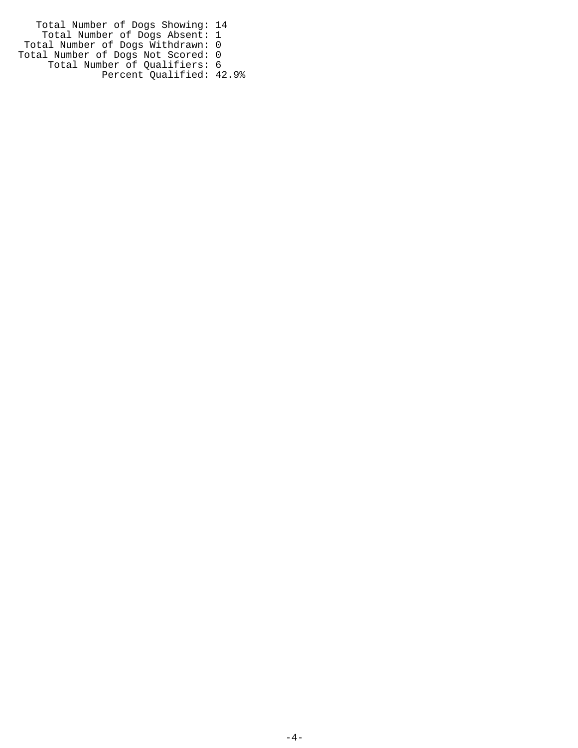Total Number of Dogs Showing: 14
Total Number of Dogs Absent: 1
Total Number of Dogs Withdrawn: 0
Total Number of Dogs Not Scored: 0
Total Number of Qualifiers: 6
Percent Qualified: 42.9%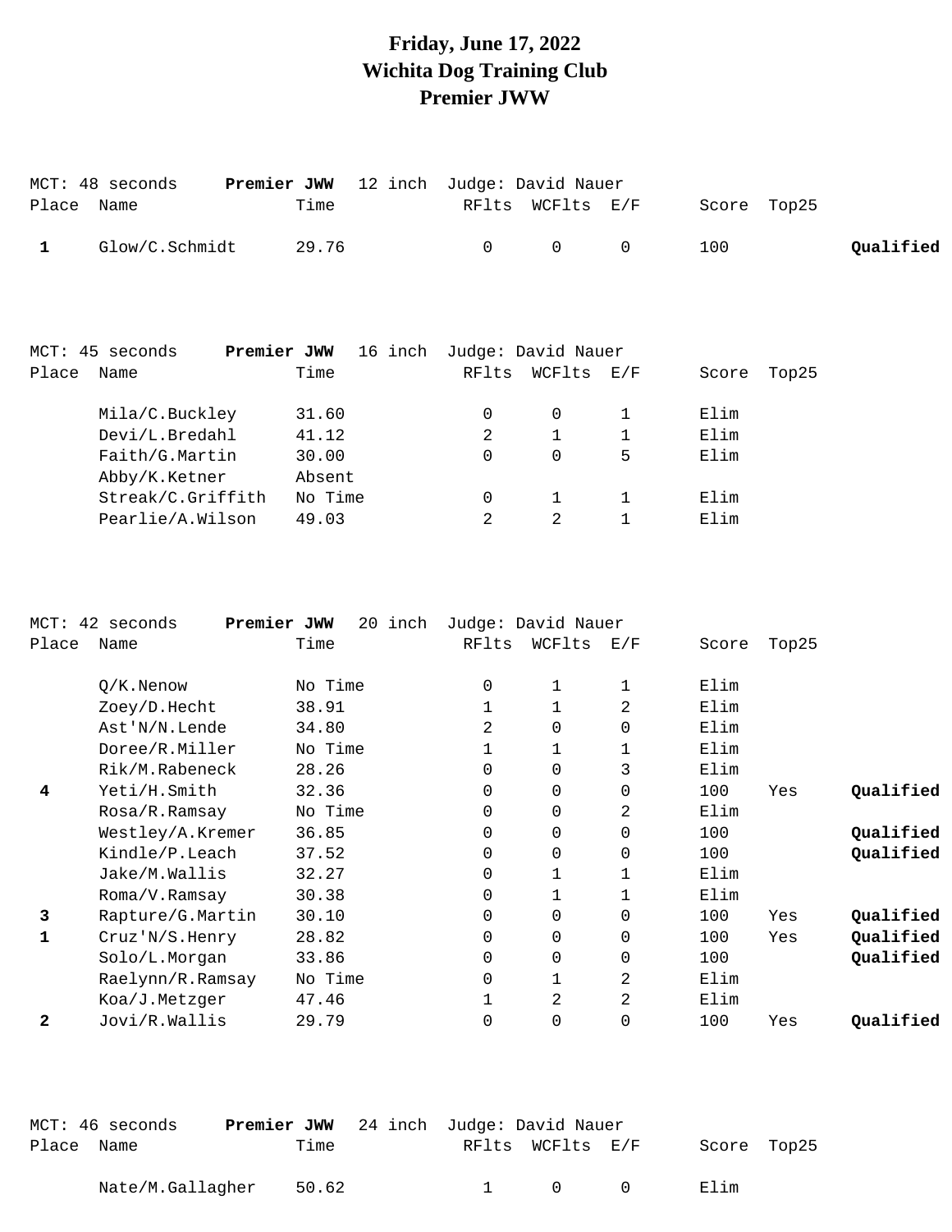# Friday, June 17, 2022
# Wichita Dog Training Club
# Premier JWW

MCT: 48 seconds **Premier JWW** 12 inch Judge: David Nauer

| Place | Name | Time | RFlts | WCFlts | E/F | Score | Top25 | |
|---|---|---|---|---|---|---|---|---|
| **1** | Glow/C.Schmidt | 29.76 | 0 | 0 | 0 | 100 | | **Qualified** |

MCT: 45 seconds **Premier JWW** 16 inch Judge: David Nauer

| Place | Name | Time | RFlts | WCFlts | E/F | Score | Top25 | |
|---|---|---|---|---|---|---|---|---|
| | Mila/C.Buckley | 31.60 | 0 | 0 | 1 | Elim | | |
| | Devi/L.Bredahl | 41.12 | 2 | 1 | 1 | Elim | | |
| | Faith/G.Martin | 30.00 | 0 | 0 | 5 | Elim | | |
| | Abby/K.Ketner | Absent | | | | | | |
| | Streak/C.Griffith | No Time | 0 | 1 | 1 | Elim | | |
| | Pearlie/A.Wilson | 49.03 | 2 | 2 | 1 | Elim | | |

MCT: 42 seconds **Premier JWW** 20 inch Judge: David Nauer

| Place | Name | Time | RFlts | WCFlts | E/F | Score | Top25 | |
|---|---|---|---|---|---|---|---|---|
| | Q/K.Nenow | No Time | 0 | 1 | 1 | Elim | | |
| | Zoey/D.Hecht | 38.91 | 1 | 1 | 2 | Elim | | |
| | Ast'N/N.Lende | 34.80 | 2 | 0 | 0 | Elim | | |
| | Doree/R.Miller | No Time | 1 | 1 | 1 | Elim | | |
| | Rik/M.Rabeneck | 28.26 | 0 | 0 | 3 | Elim | | |
| **4** | Yeti/H.Smith | 32.36 | 0 | 0 | 0 | 100 | Yes | **Qualified** |
| | Rosa/R.Ramsay | No Time | 0 | 0 | 2 | Elim | | |
| | Westley/A.Kremer | 36.85 | 0 | 0 | 0 | 100 | | **Qualified** |
| | Kindle/P.Leach | 37.52 | 0 | 0 | 0 | 100 | | **Qualified** |
| | Jake/M.Wallis | 32.27 | 0 | 1 | 1 | Elim | | |
| | Roma/V.Ramsay | 30.38 | 0 | 1 | 1 | Elim | | |
| **3** | Rapture/G.Martin | 30.10 | 0 | 0 | 0 | 100 | Yes | **Qualified** |
| **1** | Cruz'N/S.Henry | 28.82 | 0 | 0 | 0 | 100 | Yes | **Qualified** |
| | Solo/L.Morgan | 33.86 | 0 | 0 | 0 | 100 | | **Qualified** |
| | Raelynn/R.Ramsay | No Time | 0 | 1 | 2 | Elim | | |
| | Koa/J.Metzger | 47.46 | 1 | 2 | 2 | Elim | | |
| **2** | Jovi/R.Wallis | 29.79 | 0 | 0 | 0 | 100 | Yes | **Qualified** |

MCT: 46 seconds **Premier JWW** 24 inch Judge: David Nauer

| Place | Name | Time | RFlts | WCFlts | E/F | Score | Top25 | |
|---|---|---|---|---|---|---|---|---|
| | Nate/M.Gallagher | 50.62 | 1 | 0 | 0 | Elim | | |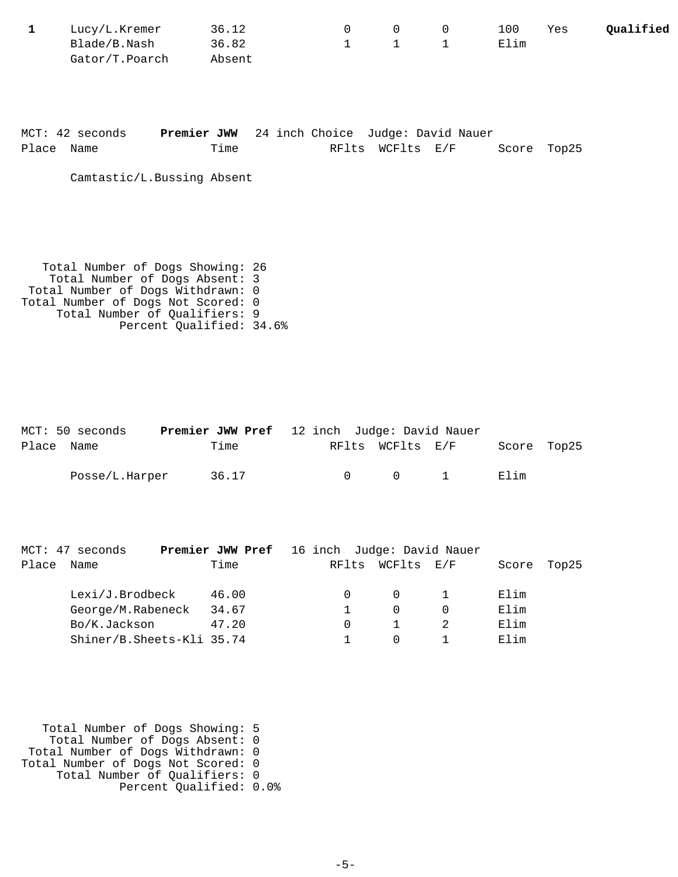| Place | Name | Time | RFlts | WCFlts | E/F | Score | Top25 | |
|---|---|---|---|---|---|---|---|---|
| **1** | Lucy/L.Kremer | 36.12 | 0 | 0 | 0 | 100 | Yes | **Qualified** |
| | Blade/B.Nash | 36.82 | 1 | 1 | 1 | Elim | | |
| | Gator/T.Poarch | Absent | | | | | | |

MCT: 42 seconds **Premier JWW** 24 inch Choice Judge: David Nauer

| Place | Name | Time | RFlts | WCFlts | E/F | Score | Top25 |
|---|---|---|---|---|---|---|---|
| | Camtastic/L.Bussing | Absent | | | | | |

Total Number of Dogs Showing: 26
Total Number of Dogs Absent: 3
Total Number of Dogs Withdrawn: 0
Total Number of Dogs Not Scored: 0
Total Number of Qualifiers: 9
Percent Qualified: 34.6%

MCT: 50 seconds **Premier JWW Pref** 12 inch Judge: David Nauer

| Place | Name | Time | RFlts | WCFlts | E/F | Score | Top25 |
|---|---|---|---|---|---|---|---|
| | Posse/L.Harper | 36.17 | 0 | 0 | 1 | Elim | |

MCT: 47 seconds **Premier JWW Pref** 16 inch Judge: David Nauer

| Place | Name | Time | RFlts | WCFlts | E/F | Score | Top25 |
|---|---|---|---|---|---|---|---|
| | Lexi/J.Brodbeck | 46.00 | 0 | 0 | 1 | Elim | |
| | George/M.Rabeneck | 34.67 | 1 | 0 | 0 | Elim | |
| | Bo/K.Jackson | 47.20 | 0 | 1 | 2 | Elim | |
| | Shiner/B.Sheets-Kli | 35.74 | 1 | 0 | 1 | Elim | |

Total Number of Dogs Showing: 5
Total Number of Dogs Absent: 0
Total Number of Dogs Withdrawn: 0
Total Number of Dogs Not Scored: 0
Total Number of Qualifiers: 0
Percent Qualified: 0.0%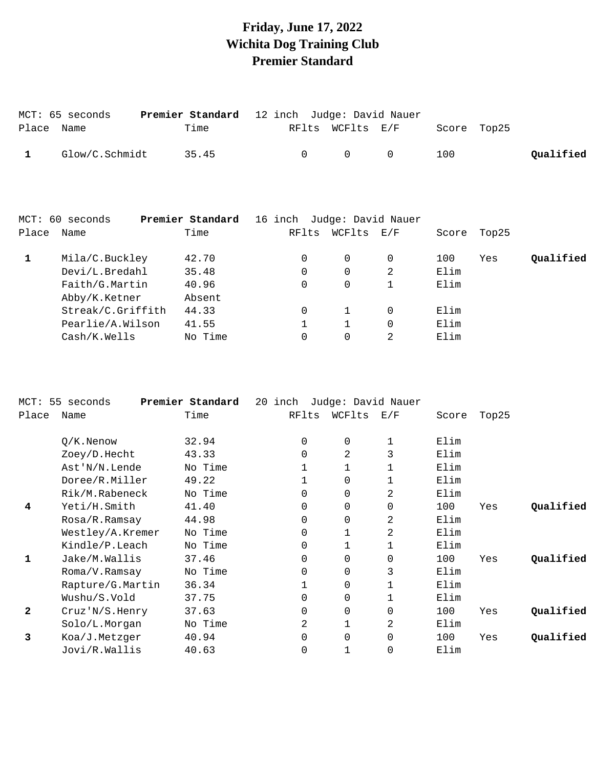# Friday, June 17, 2022
# Wichita Dog Training Club
# Premier Standard

MCT: 65 seconds **Premier Standard** 12 inch Judge: David Nauer

| Place | Name | Time | RFlts | WCFlts | E/F | Score | Top25 | |
|---|---|---|---|---|---|---|---|---|
| 1 | Glow/C.Schmidt | 35.45 | 0 | 0 | 0 | 100 | | **Qualified** |

MCT: 60 seconds **Premier Standard** 16 inch Judge: David Nauer

| Place | Name | Time | RFlts | WCFlts | E/F | Score | Top25 | |
|---|---|---|---|---|---|---|---|---|
| 1 | Mila/C.Buckley | 42.70 | 0 | 0 | 0 | 100 | Yes | **Qualified** |
| | Devi/L.Bredahl | 35.48 | 0 | 0 | 2 | Elim | | |
| | Faith/G.Martin | 40.96 | 0 | 0 | 1 | Elim | | |
| | Abby/K.Ketner | Absent | | | | | | |
| | Streak/C.Griffith | 44.33 | 0 | 1 | 0 | Elim | | |
| | Pearlie/A.Wilson | 41.55 | 1 | 1 | 0 | Elim | | |
| | Cash/K.Wells | No Time | 0 | 0 | 2 | Elim | | |

MCT: 55 seconds **Premier Standard** 20 inch Judge: David Nauer

| Place | Name | Time | RFlts | WCFlts | E/F | Score | Top25 | |
|---|---|---|---|---|---|---|---|---|
| | Q/K.Nenow | 32.94 | 0 | 0 | 1 | Elim | | |
| | Zoey/D.Hecht | 43.33 | 0 | 2 | 3 | Elim | | |
| | Ast'N/N.Lende | No Time | 1 | 1 | 1 | Elim | | |
| | Doree/R.Miller | 49.22 | 1 | 0 | 1 | Elim | | |
| | Rik/M.Rabeneck | No Time | 0 | 0 | 2 | Elim | | |
| 4 | Yeti/H.Smith | 41.40 | 0 | 0 | 0 | 100 | Yes | **Qualified** |
| | Rosa/R.Ramsay | 44.98 | 0 | 0 | 2 | Elim | | |
| | Westley/A.Kremer | No Time | 0 | 1 | 2 | Elim | | |
| | Kindle/P.Leach | No Time | 0 | 1 | 1 | Elim | | |
| 1 | Jake/M.Wallis | 37.46 | 0 | 0 | 0 | 100 | Yes | **Qualified** |
| | Roma/V.Ramsay | No Time | 0 | 0 | 3 | Elim | | |
| | Rapture/G.Martin | 36.34 | 1 | 0 | 1 | Elim | | |
| | Wushu/S.Vold | 37.75 | 0 | 0 | 1 | Elim | | |
| 2 | Cruz'N/S.Henry | 37.63 | 0 | 0 | 0 | 100 | Yes | **Qualified** |
| | Solo/L.Morgan | No Time | 2 | 1 | 2 | Elim | | |
| 3 | Koa/J.Metzger | 40.94 | 0 | 0 | 0 | 100 | Yes | **Qualified** |
| | Jovi/R.Wallis | 40.63 | 0 | 1 | 0 | Elim | | |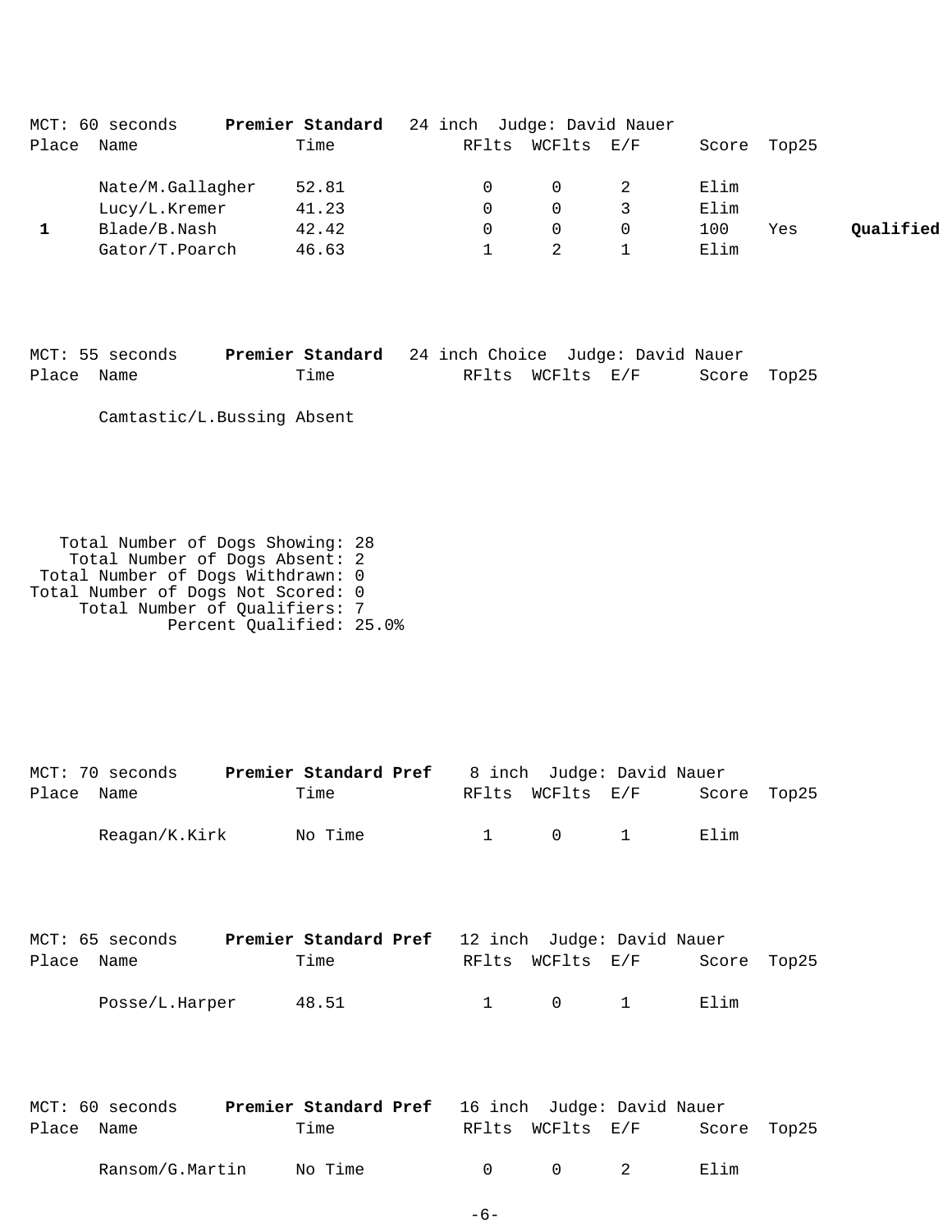MCT: 60 seconds **Premier Standard** 24 inch Judge: David Nauer

| Place | Name | Time | RFlts | WCFlts | E/F | Score | Top25 | |
|---|---|---|---|---|---|---|---|---|
| | Nate/M.Gallagher | 52.81 | 0 | 0 | 2 | Elim | | |
| | Lucy/L.Kremer | 41.23 | 0 | 0 | 3 | Elim | | |
| **1** | Blade/B.Nash | 42.42 | 0 | 0 | 0 | 100 | Yes | **Qualified** |
| | Gator/T.Poarch | 46.63 | 1 | 2 | 1 | Elim | | |

MCT: 55 seconds **Premier Standard** 24 inch Choice Judge: David Nauer

| Place | Name | Time | RFlts | WCFlts | E/F | Score | Top25 |
|---|---|---|---|---|---|---|---|
| | Camtastic/L.Bussing Absent | | | | | | |

Total Number of Dogs Showing: 28
Total Number of Dogs Absent: 2
Total Number of Dogs Withdrawn: 0
Total Number of Dogs Not Scored: 0
Total Number of Qualifiers: 7
Percent Qualified: 25.0%

MCT: 70 seconds **Premier Standard Pref** 8 inch Judge: David Nauer

| Place | Name | Time | RFlts | WCFlts | E/F | Score | Top25 |
|---|---|---|---|---|---|---|---|
| | Reagan/K.Kirk | No Time | 1 | 0 | 1 | Elim | |

MCT: 65 seconds **Premier Standard Pref** 12 inch Judge: David Nauer

| Place | Name | Time | RFlts | WCFlts | E/F | Score | Top25 |
|---|---|---|---|---|---|---|---|
| | Posse/L.Harper | 48.51 | 1 | 0 | 1 | Elim | |

MCT: 60 seconds **Premier Standard Pref** 16 inch Judge: David Nauer

| Place | Name | Time | RFlts | WCFlts | E/F | Score | Top25 |
|---|---|---|---|---|---|---|---|
| | Ransom/G.Martin | No Time | 0 | 0 | 2 | Elim | |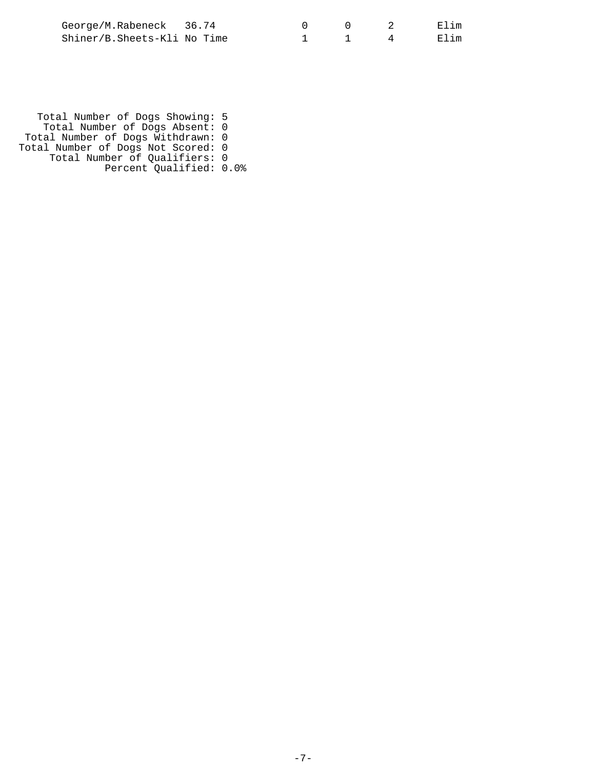| | | | | | |
|---|---|---|---|---|---|
| George/M.Rabeneck | 36.74 | 0 | 0 | 2 | Elim |
| Shiner/B.Sheets-Kli | No Time | 1 | 1 | 4 | Elim |

Total Number of Dogs Showing: 5
Total Number of Dogs Absent: 0
Total Number of Dogs Withdrawn: 0
Total Number of Dogs Not Scored: 0
Total Number of Qualifiers: 0
Percent Qualified: 0.0%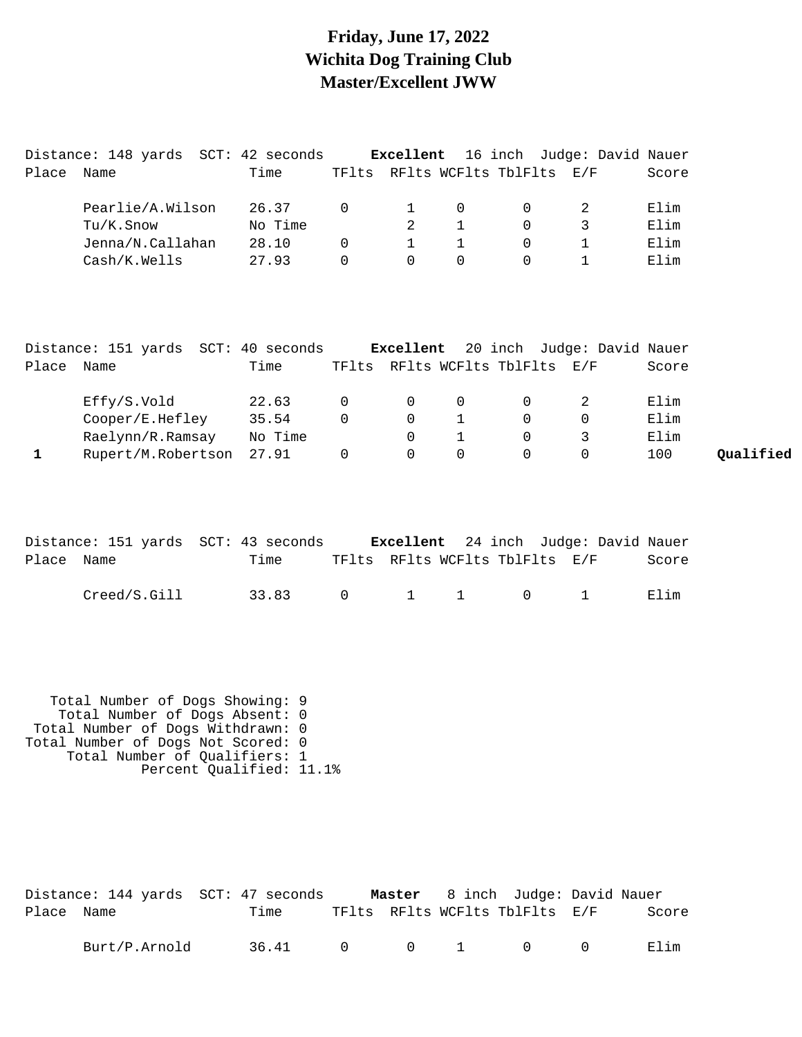# Friday, June 17, 2022
# Wichita Dog Training Club
# Master/Excellent JWW

Distance: 148 yards SCT: 42 seconds **Excellent** 16 inch Judge: David Nauer

| Place | Name | Time | TFlts | RFlts | WCFlts | TblFlts | E/F | Score | |
|---|---|---|---|---|---|---|---|---|---|
| | Pearlie/A.Wilson | 26.37 | 0 | 1 | 0 | 0 | 2 | Elim | |
| | Tu/K.Snow | No Time | | 2 | 1 | 0 | 3 | Elim | |
| | Jenna/N.Callahan | 28.10 | 0 | 1 | 1 | 0 | 1 | Elim | |
| | Cash/K.Wells | 27.93 | 0 | 0 | 0 | 0 | 1 | Elim | |

Distance: 151 yards SCT: 40 seconds **Excellent** 20 inch Judge: David Nauer

| Place | Name | Time | TFlts | RFlts | WCFlts | TblFlts | E/F | Score | |
|---|---|---|---|---|---|---|---|---|---|
| | Effy/S.Vold | 22.63 | 0 | 0 | 0 | 0 | 2 | Elim | |
| | Cooper/E.Hefley | 35.54 | 0 | 0 | 1 | 0 | 0 | Elim | |
| | Raelynn/R.Ramsay | No Time | | 0 | 1 | 0 | 3 | Elim | |
| **1** | Rupert/M.Robertson | 27.91 | 0 | 0 | 0 | 0 | 0 | 100 | **Qualified** |

Distance: 151 yards SCT: 43 seconds **Excellent** 24 inch Judge: David Nauer

| Place | Name | Time | TFlts | RFlts | WCFlts | TblFlts | E/F | Score |
|---|---|---|---|---|---|---|---|---|
| | Creed/S.Gill | 33.83 | 0 | 1 | 1 | 0 | 1 | Elim |

Total Number of Dogs Showing: 9
Total Number of Dogs Absent: 0
Total Number of Dogs Withdrawn: 0
Total Number of Dogs Not Scored: 0
Total Number of Qualifiers: 1
Percent Qualified: 11.1%

Distance: 144 yards SCT: 47 seconds **Master** 8 inch Judge: David Nauer

| Place | Name | Time | TFlts | RFlts | WCFlts | TblFlts | E/F | Score |
|---|---|---|---|---|---|---|---|---|
| | Burt/P.Arnold | 36.41 | 0 | 0 | 1 | 0 | 0 | Elim |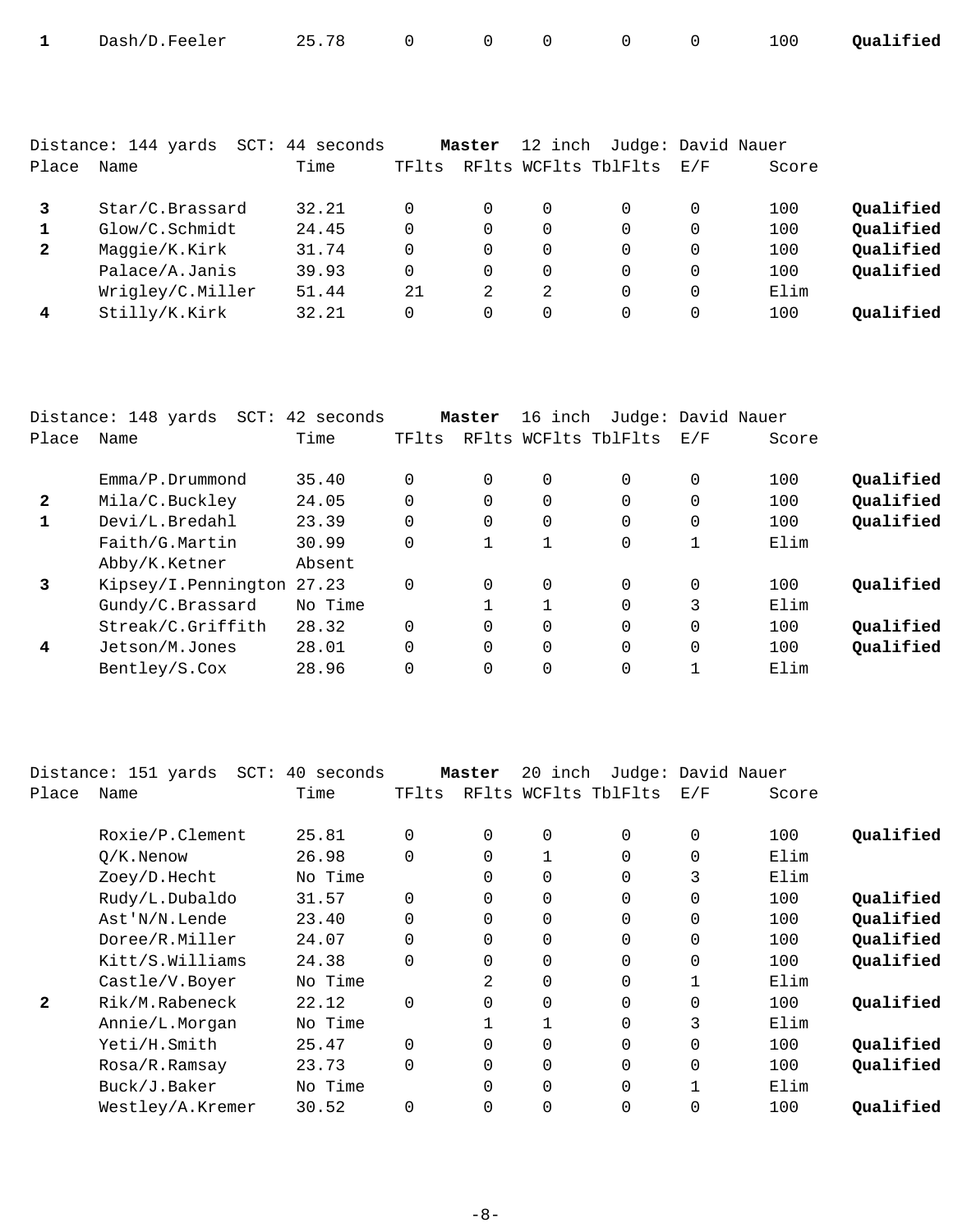| Place | Name | Time | TFlts | RFlts | WCFlts | TblFlts | E/F | Score | |
|---|---|---|---|---|---|---|---|---|---|
| **1** | Dash/D.Feeler | 25.78 | 0 | 0 | 0 | 0 | 0 | 100 | **Qualified** |

Distance: 144 yards SCT: 44 seconds **Master** 12 inch Judge: David Nauer

| Place | Name | Time | TFlts | RFlts | WCFlts | TblFlts | E/F | Score | |
|---|---|---|---|---|---|---|---|---|---|
| **3** | Star/C.Brassard | 32.21 | 0 | 0 | 0 | 0 | 0 | 100 | **Qualified** |
| **1** | Glow/C.Schmidt | 24.45 | 0 | 0 | 0 | 0 | 0 | 100 | **Qualified** |
| **2** | Maggie/K.Kirk | 31.74 | 0 | 0 | 0 | 0 | 0 | 100 | **Qualified** |
| | Palace/A.Janis | 39.93 | 0 | 0 | 0 | 0 | 0 | 100 | **Qualified** |
| | Wrigley/C.Miller | 51.44 | 21 | 2 | 2 | 0 | 0 | Elim | |
| **4** | Stilly/K.Kirk | 32.21 | 0 | 0 | 0 | 0 | 0 | 100 | **Qualified** |

Distance: 148 yards SCT: 42 seconds **Master** 16 inch Judge: David Nauer

| Place | Name | Time | TFlts | RFlts | WCFlts | TblFlts | E/F | Score | |
|---|---|---|---|---|---|---|---|---|---|
| | Emma/P.Drummond | 35.40 | 0 | 0 | 0 | 0 | 0 | 100 | **Qualified** |
| **2** | Mila/C.Buckley | 24.05 | 0 | 0 | 0 | 0 | 0 | 100 | **Qualified** |
| **1** | Devi/L.Bredahl | 23.39 | 0 | 0 | 0 | 0 | 0 | 100 | **Qualified** |
| | Faith/G.Martin | 30.99 | 0 | 1 | 1 | 0 | 1 | Elim | |
| | Abby/K.Ketner | Absent | | | | | | | |
| **3** | Kipsey/I.Pennington | 27.23 | 0 | 0 | 0 | 0 | 0 | 100 | **Qualified** |
| | Gundy/C.Brassard | No Time | | 1 | 1 | 0 | 3 | Elim | |
| | Streak/C.Griffith | 28.32 | 0 | 0 | 0 | 0 | 0 | 100 | **Qualified** |
| **4** | Jetson/M.Jones | 28.01 | 0 | 0 | 0 | 0 | 0 | 100 | **Qualified** |
| | Bentley/S.Cox | 28.96 | 0 | 0 | 0 | 0 | 1 | Elim | |

Distance: 151 yards SCT: 40 seconds **Master** 20 inch Judge: David Nauer

| Place | Name | Time | TFlts | RFlts | WCFlts | TblFlts | E/F | Score | |
|---|---|---|---|---|---|---|---|---|---|
| | Roxie/P.Clement | 25.81 | 0 | 0 | 0 | 0 | 0 | 100 | **Qualified** |
| | Q/K.Nenow | 26.98 | 0 | 0 | 1 | 0 | 0 | Elim | |
| | Zoey/D.Hecht | No Time | | 0 | 0 | 0 | 3 | Elim | |
| | Rudy/L.Dubaldo | 31.57 | 0 | 0 | 0 | 0 | 0 | 100 | **Qualified** |
| | Ast'N/N.Lende | 23.40 | 0 | 0 | 0 | 0 | 0 | 100 | **Qualified** |
| | Doree/R.Miller | 24.07 | 0 | 0 | 0 | 0 | 0 | 100 | **Qualified** |
| | Kitt/S.Williams | 24.38 | 0 | 0 | 0 | 0 | 0 | 100 | **Qualified** |
| | Castle/V.Boyer | No Time | | 2 | 0 | 0 | 1 | Elim | |
| **2** | Rik/M.Rabeneck | 22.12 | 0 | 0 | 0 | 0 | 0 | 100 | **Qualified** |
| | Annie/L.Morgan | No Time | | 1 | 1 | 0 | 3 | Elim | |
| | Yeti/H.Smith | 25.47 | 0 | 0 | 0 | 0 | 0 | 100 | **Qualified** |
| | Rosa/R.Ramsay | 23.73 | 0 | 0 | 0 | 0 | 0 | 100 | **Qualified** |
| | Buck/J.Baker | No Time | | 0 | 0 | 0 | 1 | Elim | |
| | Westley/A.Kremer | 30.52 | 0 | 0 | 0 | 0 | 0 | 100 | **Qualified** |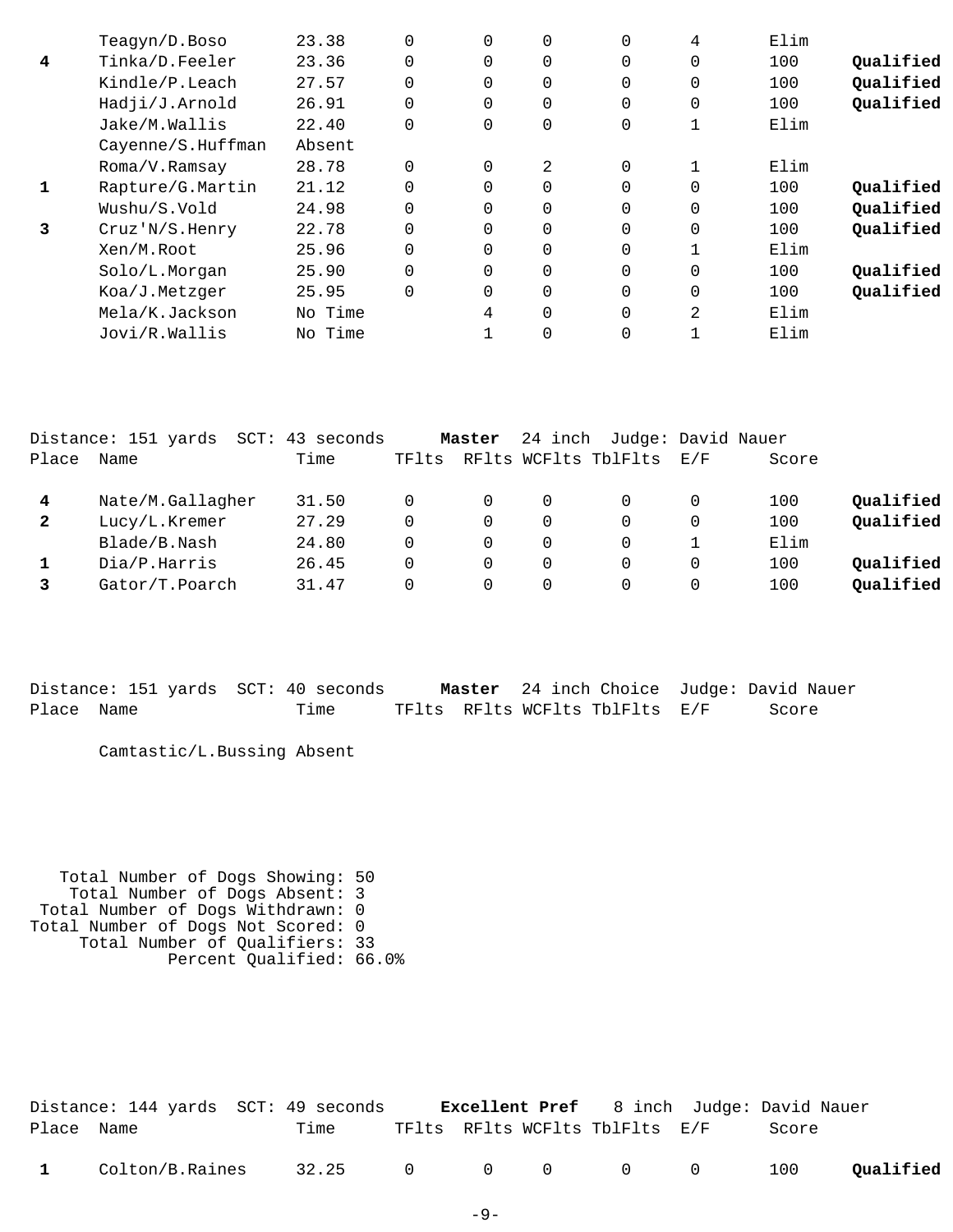| Place | Name | Time | TFlts | RFlts | WCFlts | TblFlts | E/F | Score | |
|---|---|---|---|---|---|---|---|---|---|
| | Teagyn/D.Boso | 23.38 | 0 | 0 | 0 | 0 | 4 | Elim | |
| **4** | Tinka/D.Feeler | 23.36 | 0 | 0 | 0 | 0 | 0 | 100 | **Qualified** |
| | Kindle/P.Leach | 27.57 | 0 | 0 | 0 | 0 | 0 | 100 | **Qualified** |
| | Hadji/J.Arnold | 26.91 | 0 | 0 | 0 | 0 | 0 | 100 | **Qualified** |
| | Jake/M.Wallis | 22.40 | 0 | 0 | 0 | 0 | 1 | Elim | |
| | Cayenne/S.Huffman | Absent | | | | | | | |
| | Roma/V.Ramsay | 28.78 | 0 | 0 | 2 | 0 | 1 | Elim | |
| **1** | Rapture/G.Martin | 21.12 | 0 | 0 | 0 | 0 | 0 | 100 | **Qualified** |
| | Wushu/S.Vold | 24.98 | 0 | 0 | 0 | 0 | 0 | 100 | **Qualified** |
| **3** | Cruz'N/S.Henry | 22.78 | 0 | 0 | 0 | 0 | 0 | 100 | **Qualified** |
| | Xen/M.Root | 25.96 | 0 | 0 | 0 | 0 | 1 | Elim | |
| | Solo/L.Morgan | 25.90 | 0 | 0 | 0 | 0 | 0 | 100 | **Qualified** |
| | Koa/J.Metzger | 25.95 | 0 | 0 | 0 | 0 | 0 | 100 | **Qualified** |
| | Mela/K.Jackson | No Time | | 4 | 0 | 0 | 2 | Elim | |
| | Jovi/R.Wallis | No Time | | 1 | 0 | 0 | 1 | Elim | |

Distance: 151 yards SCT: 43 seconds **Master** 24 inch Judge: David Nauer

| Place | Name | Time | TFlts | RFlts | WCFlts | TblFlts | E/F | Score | |
|---|---|---|---|---|---|---|---|---|---|
| **4** | Nate/M.Gallagher | 31.50 | 0 | 0 | 0 | 0 | 0 | 100 | **Qualified** |
| **2** | Lucy/L.Kremer | 27.29 | 0 | 0 | 0 | 0 | 0 | 100 | **Qualified** |
| | Blade/B.Nash | 24.80 | 0 | 0 | 0 | 0 | 1 | Elim | |
| **1** | Dia/P.Harris | 26.45 | 0 | 0 | 0 | 0 | 0 | 100 | **Qualified** |
| **3** | Gator/T.Poarch | 31.47 | 0 | 0 | 0 | 0 | 0 | 100 | **Qualified** |

Distance: 151 yards SCT: 40 seconds **Master** 24 inch Choice Judge: David Nauer

| Place | Name | Time | TFlts | RFlts | WCFlts | TblFlts | E/F | Score |
|---|---|---|---|---|---|---|---|---|
| | Camtastic/L.Bussing | Absent | | | | | | |

Total Number of Dogs Showing: 50
Total Number of Dogs Absent: 3
Total Number of Dogs Withdrawn: 0
Total Number of Dogs Not Scored: 0
Total Number of Qualifiers: 33
Percent Qualified: 66.0%

Distance: 144 yards SCT: 49 seconds **Excellent Pref** 8 inch Judge: David Nauer

| Place | Name | Time | TFlts | RFlts | WCFlts | TblFlts | E/F | Score | |
|---|---|---|---|---|---|---|---|---|---|
| **1** | Colton/B.Raines | 32.25 | 0 | 0 | 0 | 0 | 0 | 100 | **Qualified** |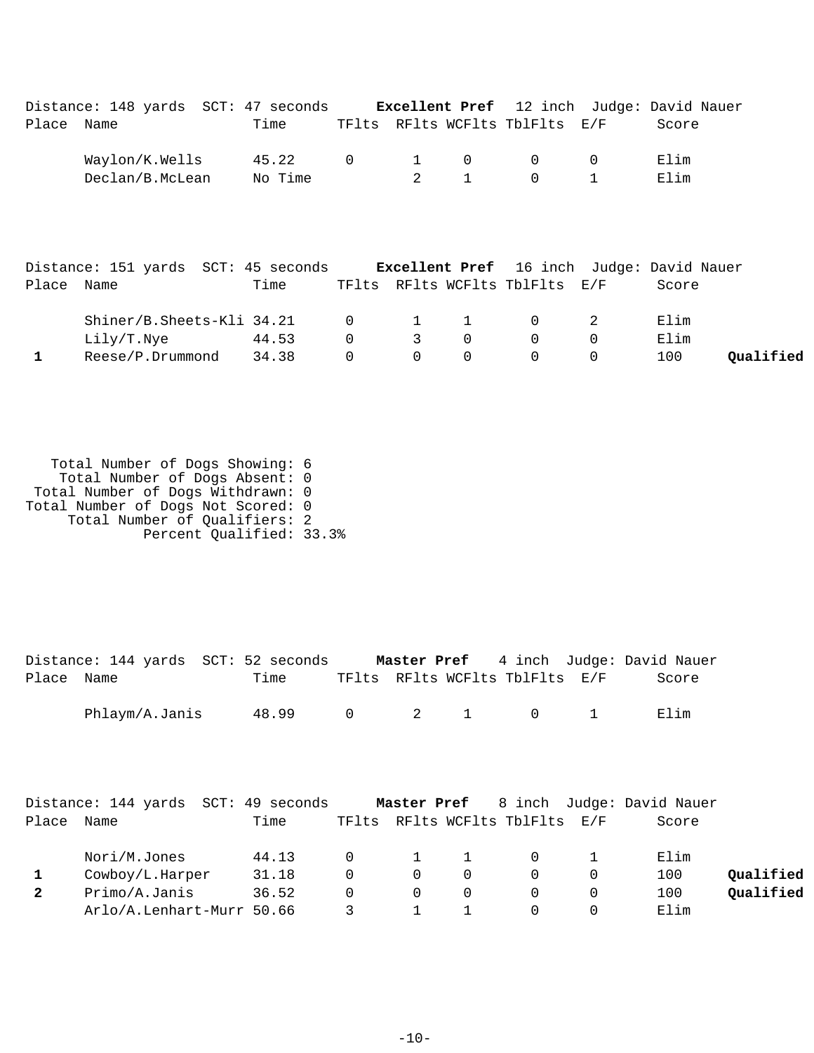Distance: 148 yards SCT: 47 seconds **Excellent Pref** 12 inch Judge: David Nauer

| Place | Name | Time | TFlts | RFlts | WCFlts | TblFlts | E/F | Score | |
|---|---|---|---|---|---|---|---|---|---|
| | Waylon/K.Wells | 45.22 | 0 | 1 | 0 | 0 | 0 | Elim | |
| | Declan/B.McLean | No Time | | 2 | 1 | 0 | 1 | Elim | |

Distance: 151 yards SCT: 45 seconds **Excellent Pref** 16 inch Judge: David Nauer

| Place | Name | Time | TFlts | RFlts | WCFlts | TblFlts | E/F | Score | |
|---|---|---|---|---|---|---|---|---|---|
| | Shiner/B.Sheets-Kli | 34.21 | 0 | 1 | 1 | 0 | 2 | Elim | |
| | Lily/T.Nye | 44.53 | 0 | 3 | 0 | 0 | 0 | Elim | |
| **1** | Reese/P.Drummond | 34.38 | 0 | 0 | 0 | 0 | 0 | 100 | **Qualified** |

Total Number of Dogs Showing: 6
Total Number of Dogs Absent: 0
Total Number of Dogs Withdrawn: 0
Total Number of Dogs Not Scored: 0
Total Number of Qualifiers: 2
Percent Qualified: 33.3%

Distance: 144 yards SCT: 52 seconds **Master Pref** 4 inch Judge: David Nauer

| Place | Name | Time | TFlts | RFlts | WCFlts | TblFlts | E/F | Score | |
|---|---|---|---|---|---|---|---|---|---|
| | Phlaym/A.Janis | 48.99 | 0 | 2 | 1 | 0 | 1 | Elim | |

Distance: 144 yards SCT: 49 seconds **Master Pref** 8 inch Judge: David Nauer

| Place | Name | Time | TFlts | RFlts | WCFlts | TblFlts | E/F | Score | |
|---|---|---|---|---|---|---|---|---|---|
| | Nori/M.Jones | 44.13 | 0 | 1 | 1 | 0 | 1 | Elim | |
| **1** | Cowboy/L.Harper | 31.18 | 0 | 0 | 0 | 0 | 0 | 100 | **Qualified** |
| **2** | Primo/A.Janis | 36.52 | 0 | 0 | 0 | 0 | 0 | 100 | **Qualified** |
| | Arlo/A.Lenhart-Murr | 50.66 | 3 | 1 | 1 | 0 | 0 | Elim | |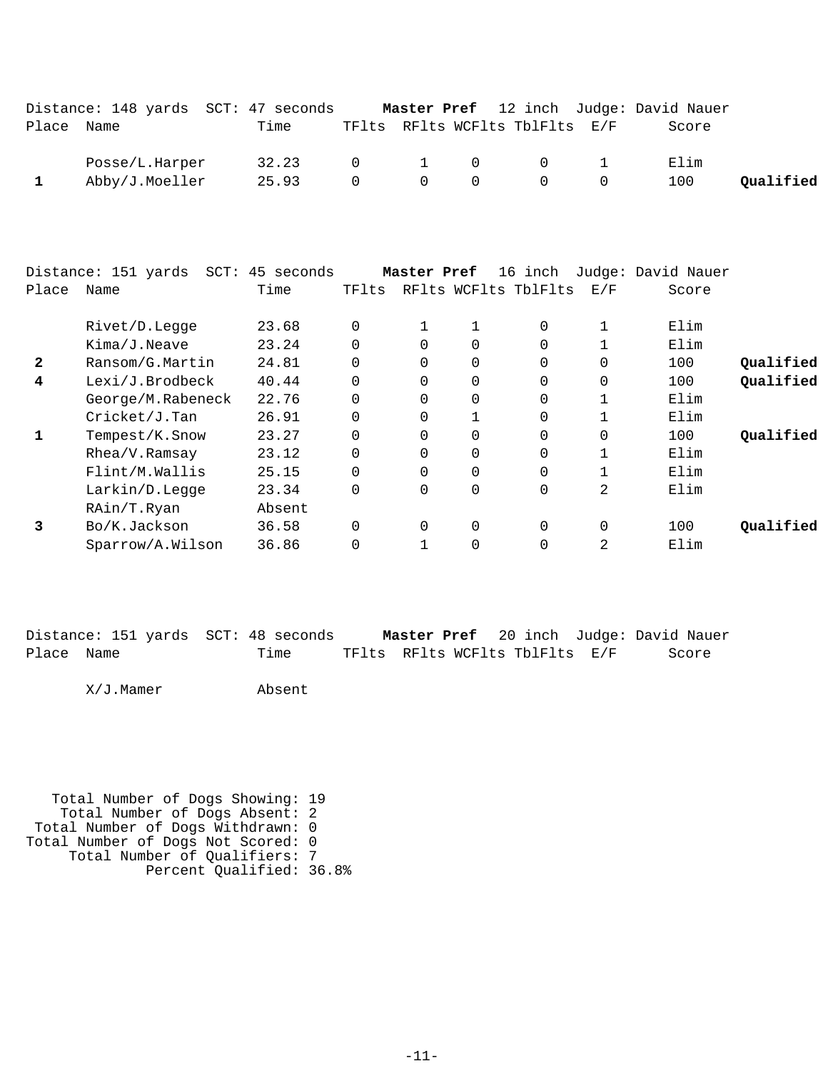Distance: 148 yards  SCT: 47 seconds  **Master Pref**  12 inch  Judge: David Nauer

| Place | Name | Time | TFlts | RFlts | WCFlts | TblFlts | E/F | Score | |
|---|---|---|---|---|---|---|---|---|---|
| | Posse/L.Harper | 32.23 | 0 | 1 | 0 | 0 | 1 | Elim | |
| 1 | Abby/J.Moeller | 25.93 | 0 | 0 | 0 | 0 | 0 | 100 | **Qualified** |

Distance: 151 yards  SCT: 45 seconds  **Master Pref**  16 inch  Judge: David Nauer

| Place | Name | Time | TFlts | RFlts | WCFlts | TblFlts | E/F | Score | |
|---|---|---|---|---|---|---|---|---|---|
| | Rivet/D.Legge | 23.68 | 0 | 1 | 1 | 0 | 1 | Elim | |
| | Kima/J.Neave | 23.24 | 0 | 0 | 0 | 0 | 1 | Elim | |
| 2 | Ransom/G.Martin | 24.81 | 0 | 0 | 0 | 0 | 0 | 100 | **Qualified** |
| 4 | Lexi/J.Brodbeck | 40.44 | 0 | 0 | 0 | 0 | 0 | 100 | **Qualified** |
| | George/M.Rabeneck | 22.76 | 0 | 0 | 0 | 0 | 1 | Elim | |
| | Cricket/J.Tan | 26.91 | 0 | 0 | 1 | 0 | 1 | Elim | |
| 1 | Tempest/K.Snow | 23.27 | 0 | 0 | 0 | 0 | 0 | 100 | **Qualified** |
| | Rhea/V.Ramsay | 23.12 | 0 | 0 | 0 | 0 | 1 | Elim | |
| | Flint/M.Wallis | 25.15 | 0 | 0 | 0 | 0 | 1 | Elim | |
| | Larkin/D.Legge | 23.34 | 0 | 0 | 0 | 0 | 2 | Elim | |
| | RAin/T.Ryan | Absent | | | | | | | |
| 3 | Bo/K.Jackson | 36.58 | 0 | 0 | 0 | 0 | 0 | 100 | **Qualified** |
| | Sparrow/A.Wilson | 36.86 | 0 | 1 | 0 | 0 | 2 | Elim | |

Distance: 151 yards  SCT: 48 seconds  **Master Pref**  20 inch  Judge: David Nauer

| Place | Name | Time | TFlts | RFlts | WCFlts | TblFlts | E/F | Score |
|---|---|---|---|---|---|---|---|---|
| | X/J.Mamer | Absent | | | | | | |

Total Number of Dogs Showing: 19
Total Number of Dogs Absent: 2
Total Number of Dogs Withdrawn: 0
Total Number of Dogs Not Scored: 0
Total Number of Qualifiers: 7
Percent Qualified: 36.8%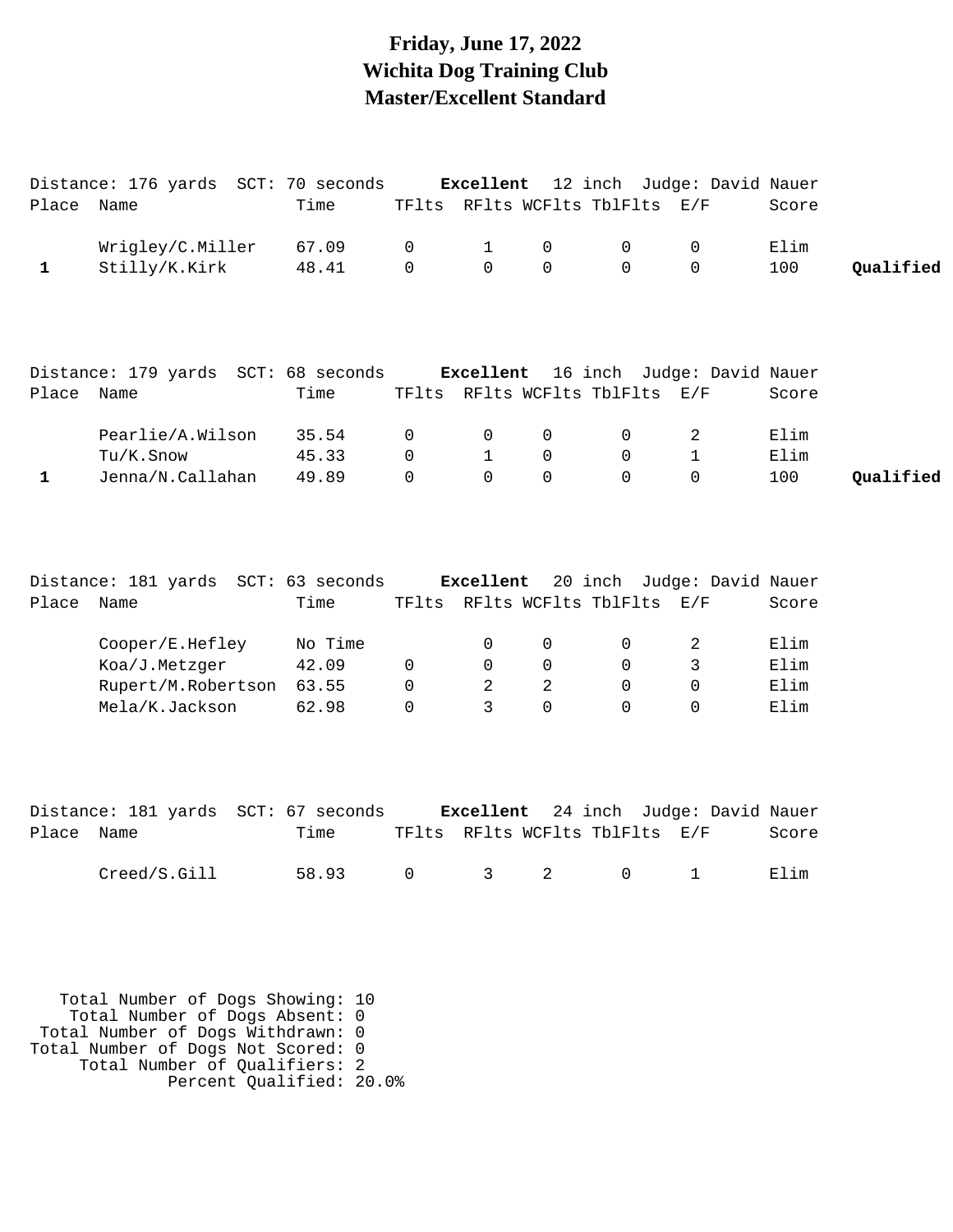# Friday, June 17, 2022
# Wichita Dog Training Club
# Master/Excellent Standard

Distance: 176 yards SCT: 70 seconds **Excellent** 12 inch Judge: David Nauer

| Place | Name | Time | TFlts | RFlts | WCFlts | TblFlts | E/F | Score | |
|---|---|---|---|---|---|---|---|---|---|
| | Wrigley/C.Miller | 67.09 | 0 | 1 | 0 | 0 | 0 | Elim | |
| **1** | Stilly/K.Kirk | 48.41 | 0 | 0 | 0 | 0 | 0 | 100 | **Qualified** |

Distance: 179 yards SCT: 68 seconds **Excellent** 16 inch Judge: David Nauer

| Place | Name | Time | TFlts | RFlts | WCFlts | TblFlts | E/F | Score | |
|---|---|---|---|---|---|---|---|---|---|
| | Pearlie/A.Wilson | 35.54 | 0 | 0 | 0 | 0 | 2 | Elim | |
| | Tu/K.Snow | 45.33 | 0 | 1 | 0 | 0 | 1 | Elim | |
| **1** | Jenna/N.Callahan | 49.89 | 0 | 0 | 0 | 0 | 0 | 100 | **Qualified** |

Distance: 181 yards SCT: 63 seconds **Excellent** 20 inch Judge: David Nauer

| Place | Name | Time | TFlts | RFlts | WCFlts | TblFlts | E/F | Score |
|---|---|---|---|---|---|---|---|---|
| | Cooper/E.Hefley | No Time | | 0 | 0 | 0 | 2 | Elim |
| | Koa/J.Metzger | 42.09 | 0 | 0 | 0 | 0 | 3 | Elim |
| | Rupert/M.Robertson | 63.55 | 0 | 2 | 2 | 0 | 0 | Elim |
| | Mela/K.Jackson | 62.98 | 0 | 3 | 0 | 0 | 0 | Elim |

Distance: 181 yards SCT: 67 seconds **Excellent** 24 inch Judge: David Nauer

| Place | Name | Time | TFlts | RFlts | WCFlts | TblFlts | E/F | Score |
|---|---|---|---|---|---|---|---|---|
| | Creed/S.Gill | 58.93 | 0 | 3 | 2 | 0 | 1 | Elim |

Total Number of Dogs Showing: 10
Total Number of Dogs Absent: 0
Total Number of Dogs Withdrawn: 0
Total Number of Dogs Not Scored: 0
Total Number of Qualifiers: 2
Percent Qualified: 20.0%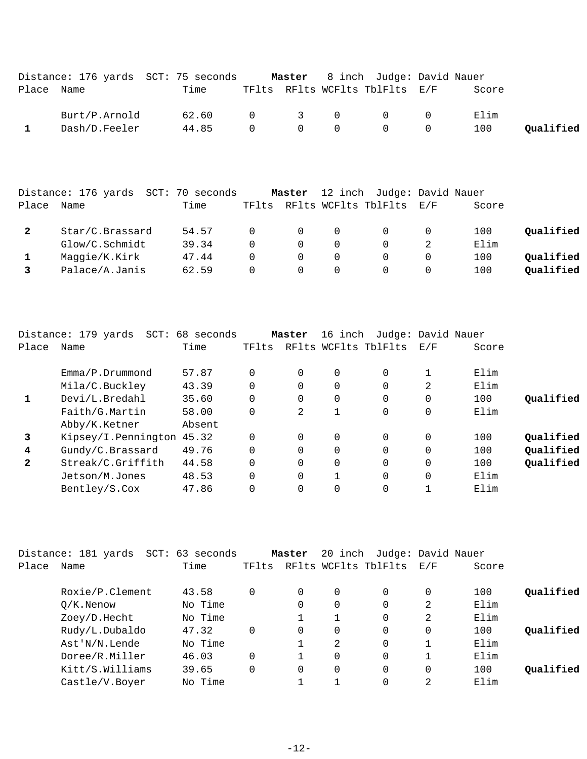Distance: 176 yards SCT: 75 seconds **Master** 8 inch Judge: David Nauer

| Place | Name | Time | TFlts | RFlts | WCFlts | TblFlts | E/F | Score | |
|---|---|---|---|---|---|---|---|---|---|
| | Burt/P.Arnold | 62.60 | 0 | 3 | 0 | 0 | 0 | Elim | |
| 1 | Dash/D.Feeler | 44.85 | 0 | 0 | 0 | 0 | 0 | 100 | **Qualified** |

Distance: 176 yards SCT: 70 seconds **Master** 12 inch Judge: David Nauer

| Place | Name | Time | TFlts | RFlts | WCFlts | TblFlts | E/F | Score | |
|---|---|---|---|---|---|---|---|---|---|
| 2 | Star/C.Brassard | 54.57 | 0 | 0 | 0 | 0 | 0 | 100 | **Qualified** |
| | Glow/C.Schmidt | 39.34 | 0 | 0 | 0 | 0 | 2 | Elim | |
| 1 | Maggie/K.Kirk | 47.44 | 0 | 0 | 0 | 0 | 0 | 100 | **Qualified** |
| 3 | Palace/A.Janis | 62.59 | 0 | 0 | 0 | 0 | 0 | 100 | **Qualified** |

Distance: 179 yards SCT: 68 seconds **Master** 16 inch Judge: David Nauer

| Place | Name | Time | TFlts | RFlts | WCFlts | TblFlts | E/F | Score | |
|---|---|---|---|---|---|---|---|---|---|
| | Emma/P.Drummond | 57.87 | 0 | 0 | 0 | 0 | 1 | Elim | |
| | Mila/C.Buckley | 43.39 | 0 | 0 | 0 | 0 | 2 | Elim | |
| 1 | Devi/L.Bredahl | 35.60 | 0 | 0 | 0 | 0 | 0 | 100 | **Qualified** |
| | Faith/G.Martin | 58.00 | 0 | 2 | 1 | 0 | 0 | Elim | |
| | Abby/K.Ketner | Absent | | | | | | | |
| 3 | Kipsey/I.Pennington | 45.32 | 0 | 0 | 0 | 0 | 0 | 100 | **Qualified** |
| 4 | Gundy/C.Brassard | 49.76 | 0 | 0 | 0 | 0 | 0 | 100 | **Qualified** |
| 2 | Streak/C.Griffith | 44.58 | 0 | 0 | 0 | 0 | 0 | 100 | **Qualified** |
| | Jetson/M.Jones | 48.53 | 0 | 0 | 1 | 0 | 0 | Elim | |
| | Bentley/S.Cox | 47.86 | 0 | 0 | 0 | 0 | 1 | Elim | |

Distance: 181 yards SCT: 63 seconds **Master** 20 inch Judge: David Nauer

| Place | Name | Time | TFlts | RFlts | WCFlts | TblFlts | E/F | Score | |
|---|---|---|---|---|---|---|---|---|---|
| | Roxie/P.Clement | 43.58 | 0 | 0 | 0 | 0 | 0 | 100 | **Qualified** |
| | Q/K.Nenow | No Time | | 0 | 0 | 0 | 2 | Elim | |
| | Zoey/D.Hecht | No Time | | 1 | 1 | 0 | 2 | Elim | |
| | Rudy/L.Dubaldo | 47.32 | 0 | 0 | 0 | 0 | 0 | 100 | **Qualified** |
| | Ast'N/N.Lende | No Time | | 1 | 2 | 0 | 1 | Elim | |
| | Doree/R.Miller | 46.03 | 0 | 1 | 0 | 0 | 1 | Elim | |
| | Kitt/S.Williams | 39.65 | 0 | 0 | 0 | 0 | 0 | 100 | **Qualified** |
| | Castle/V.Boyer | No Time | | 1 | 1 | 0 | 2 | Elim | |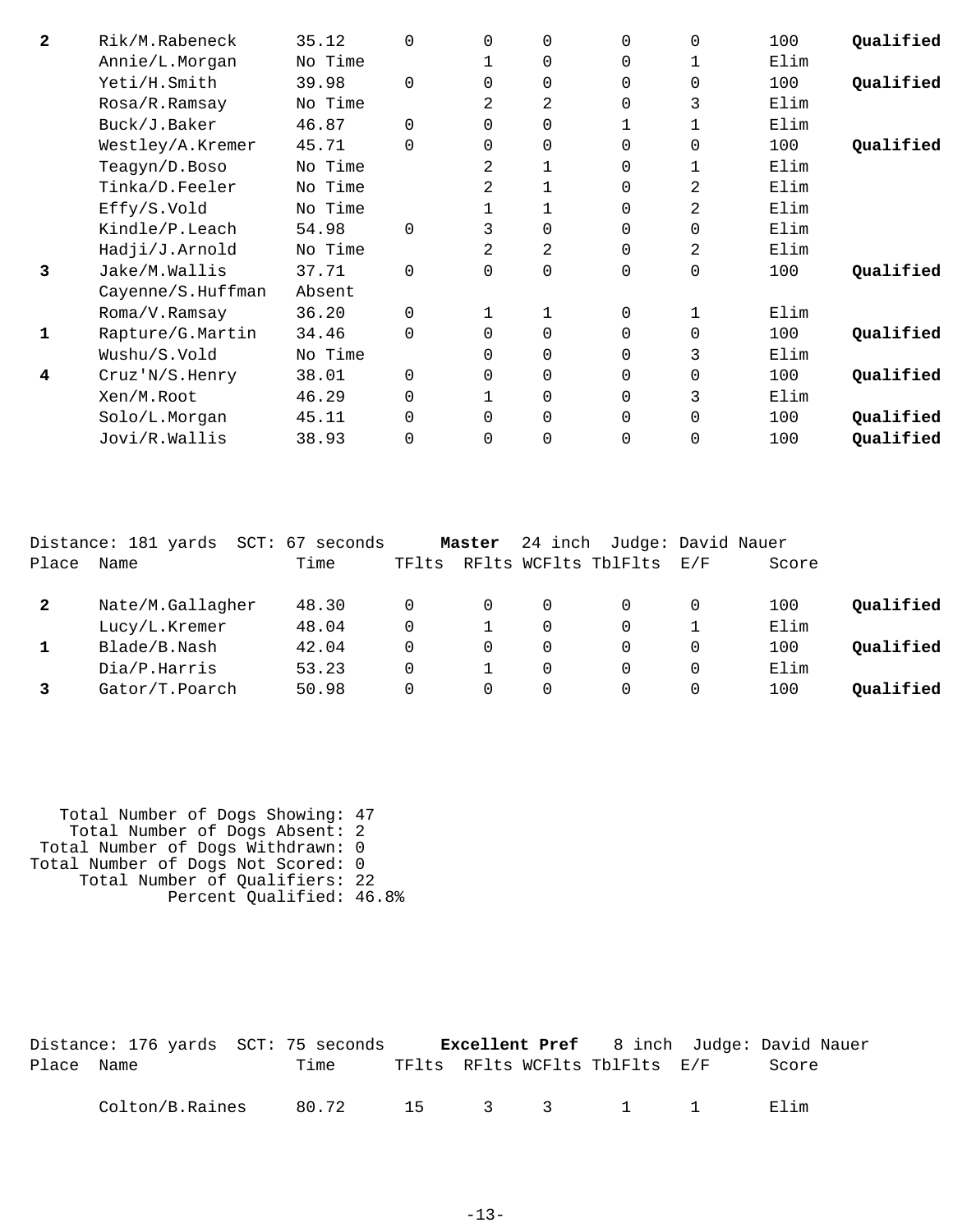| Place | Name | Time | TFlts | RFlts | WCFlts | TblFlts | E/F | Score | |
|---|---|---|---|---|---|---|---|---|---|
| **2** | Rik/M.Rabeneck | 35.12 | 0 | 0 | 0 | 0 | 0 | 100 | **Qualified** |
| | Annie/L.Morgan | No Time | | 1 | 0 | 0 | 1 | Elim | |
| | Yeti/H.Smith | 39.98 | 0 | 0 | 0 | 0 | 0 | 100 | **Qualified** |
| | Rosa/R.Ramsay | No Time | | 2 | 2 | 0 | 3 | Elim | |
| | Buck/J.Baker | 46.87 | 0 | 0 | 0 | 1 | 1 | Elim | |
| | Westley/A.Kremer | 45.71 | 0 | 0 | 0 | 0 | 0 | 100 | **Qualified** |
| | Teagyn/D.Boso | No Time | | 2 | 1 | 0 | 1 | Elim | |
| | Tinka/D.Feeler | No Time | | 2 | 1 | 0 | 2 | Elim | |
| | Effy/S.Vold | No Time | | 1 | 1 | 0 | 2 | Elim | |
| | Kindle/P.Leach | 54.98 | 0 | 3 | 0 | 0 | 0 | Elim | |
| | Hadji/J.Arnold | No Time | | 2 | 2 | 0 | 2 | Elim | |
| **3** | Jake/M.Wallis | 37.71 | 0 | 0 | 0 | 0 | 0 | 100 | **Qualified** |
| | Cayenne/S.Huffman | Absent | | | | | | | |
| | Roma/V.Ramsay | 36.20 | 0 | 1 | 1 | 0 | 1 | Elim | |
| **1** | Rapture/G.Martin | 34.46 | 0 | 0 | 0 | 0 | 0 | 100 | **Qualified** |
| | Wushu/S.Vold | No Time | | 0 | 0 | 0 | 3 | Elim | |
| **4** | Cruz'N/S.Henry | 38.01 | 0 | 0 | 0 | 0 | 0 | 100 | **Qualified** |
| | Xen/M.Root | 46.29 | 0 | 1 | 0 | 0 | 3 | Elim | |
| | Solo/L.Morgan | 45.11 | 0 | 0 | 0 | 0 | 0 | 100 | **Qualified** |
| | Jovi/R.Wallis | 38.93 | 0 | 0 | 0 | 0 | 0 | 100 | **Qualified** |

Distance: 181 yards SCT: 67 seconds **Master** 24 inch Judge: David Nauer

| Place | Name | Time | TFlts | RFlts | WCFlts | TblFlts | E/F | Score | |
|---|---|---|---|---|---|---|---|---|---|
| **2** | Nate/M.Gallagher | 48.30 | 0 | 0 | 0 | 0 | 0 | 100 | **Qualified** |
| | Lucy/L.Kremer | 48.04 | 0 | 1 | 0 | 0 | 1 | Elim | |
| **1** | Blade/B.Nash | 42.04 | 0 | 0 | 0 | 0 | 0 | 100 | **Qualified** |
| | Dia/P.Harris | 53.23 | 0 | 1 | 0 | 0 | 0 | Elim | |
| **3** | Gator/T.Poarch | 50.98 | 0 | 0 | 0 | 0 | 0 | 100 | **Qualified** |

Total Number of Dogs Showing: 47
Total Number of Dogs Absent: 2
Total Number of Dogs Withdrawn: 0
Total Number of Dogs Not Scored: 0
Total Number of Qualifiers: 22
Percent Qualified: 46.8%

Distance: 176 yards SCT: 75 seconds **Excellent Pref** 8 inch Judge: David Nauer

| Place | Name | Time | TFlts | RFlts | WCFlts | TblFlts | E/F | Score |
|---|---|---|---|---|---|---|---|---|
| | Colton/B.Raines | 80.72 | 15 | 3 | 3 | 1 | 1 | Elim |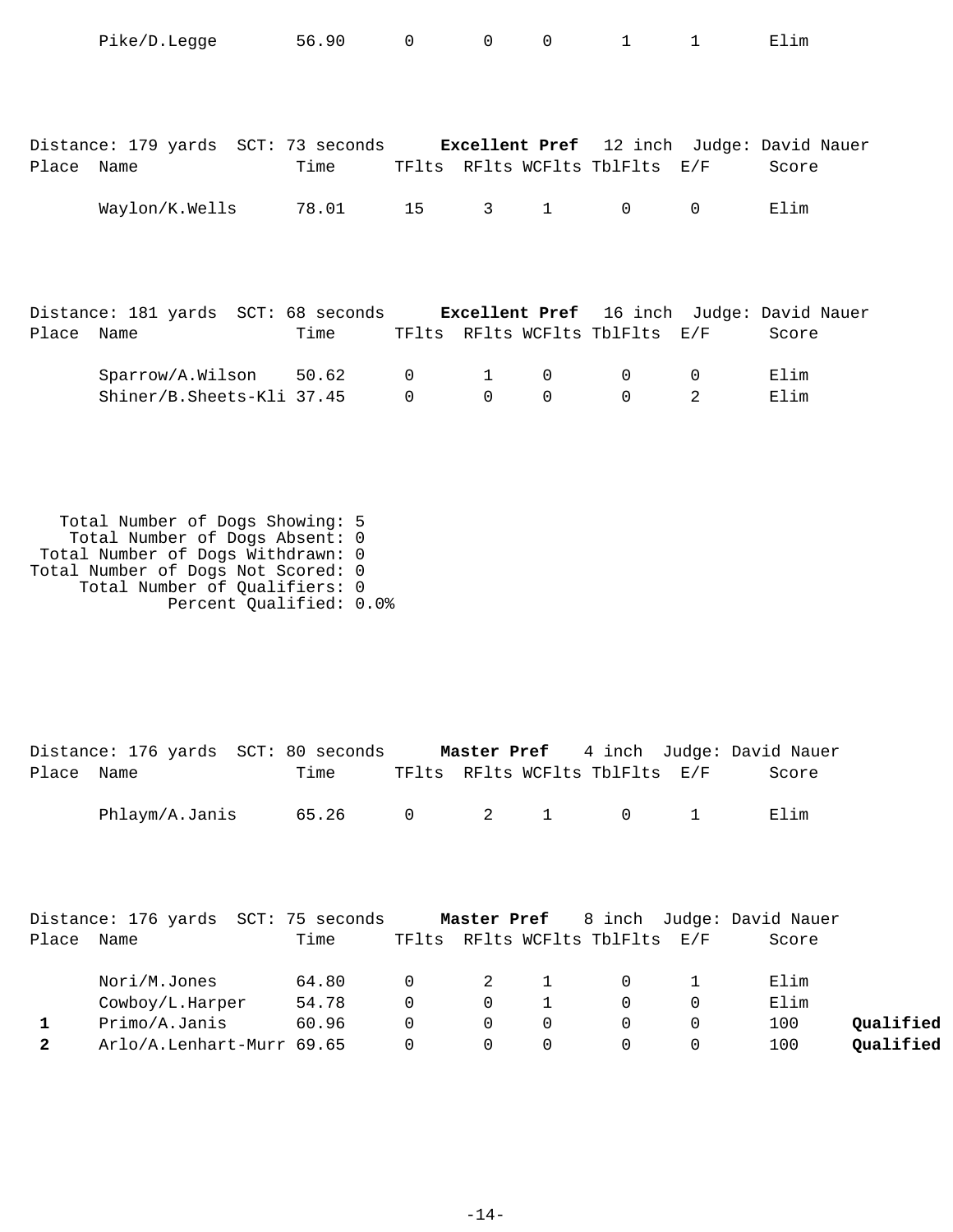| Place | Name | Time | TFlts | RFlts | WCFlts | TblFlts | E/F | Score | |
|---|---|---|---|---|---|---|---|---|---|
| | Pike/D.Legge | 56.90 | 0 | 0 | 0 | 1 | 1 | Elim | |

Distance: 179 yards  SCT: 73 seconds  **Excellent Pref**  12 inch  Judge: David Nauer

| Place | Name | Time | TFlts | RFlts | WCFlts | TblFlts | E/F | Score |
|---|---|---|---|---|---|---|---|---|
| | Waylon/K.Wells | 78.01 | 15 | 3 | 1 | 0 | 0 | Elim |

Distance: 181 yards  SCT: 68 seconds  **Excellent Pref**  16 inch  Judge: David Nauer

| Place | Name | Time | TFlts | RFlts | WCFlts | TblFlts | E/F | Score |
|---|---|---|---|---|---|---|---|---|
| | Sparrow/A.Wilson | 50.62 | 0 | 1 | 0 | 0 | 0 | Elim |
| | Shiner/B.Sheets-Kli | 37.45 | 0 | 0 | 0 | 0 | 2 | Elim |

Total Number of Dogs Showing: 5
Total Number of Dogs Absent: 0
Total Number of Dogs Withdrawn: 0
Total Number of Dogs Not Scored: 0
Total Number of Qualifiers: 0
Percent Qualified: 0.0%

Distance: 176 yards  SCT: 80 seconds  **Master Pref**  4 inch  Judge: David Nauer

| Place | Name | Time | TFlts | RFlts | WCFlts | TblFlts | E/F | Score |
|---|---|---|---|---|---|---|---|---|
| | Phlaym/A.Janis | 65.26 | 0 | 2 | 1 | 0 | 1 | Elim |

Distance: 176 yards  SCT: 75 seconds  **Master Pref**  8 inch  Judge: David Nauer

| Place | Name | Time | TFlts | RFlts | WCFlts | TblFlts | E/F | Score | |
|---|---|---|---|---|---|---|---|---|---|
| | Nori/M.Jones | 64.80 | 0 | 2 | 1 | 0 | 1 | Elim | |
| | Cowboy/L.Harper | 54.78 | 0 | 0 | 1 | 0 | 0 | Elim | |
| **1** | Primo/A.Janis | 60.96 | 0 | 0 | 0 | 0 | 0 | 100 | **Qualified** |
| **2** | Arlo/A.Lenhart-Murr | 69.65 | 0 | 0 | 0 | 0 | 0 | 100 | **Qualified** |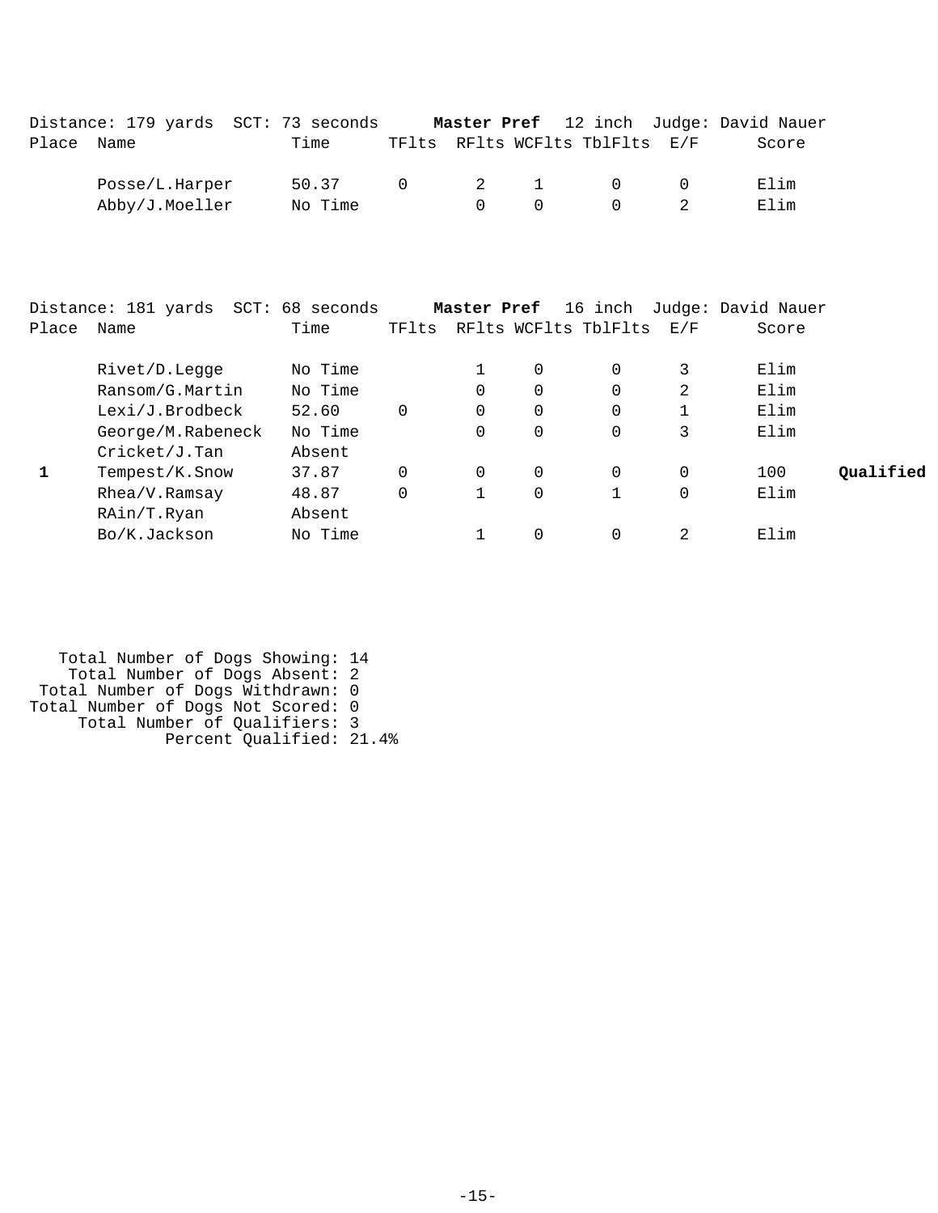Distance: 179 yards  SCT: 73 seconds  **Master Pref**  12 inch  Judge: David Nauer

| Place | Name | Time | TFlts | RFlts | WCFlts | TblFlts | E/F | Score | |
|---|---|---|---|---|---|---|---|---|---|
| | Posse/L.Harper | 50.37 | 0 | 2 | 1 | 0 | 0 | Elim | |
| | Abby/J.Moeller | No Time | | 0 | 0 | 0 | 2 | Elim | |

Distance: 181 yards  SCT: 68 seconds  **Master Pref**  16 inch  Judge: David Nauer

| Place | Name | Time | TFlts | RFlts | WCFlts | TblFlts | E/F | Score | |
|---|---|---|---|---|---|---|---|---|---|
| | Rivet/D.Legge | No Time | | 1 | 0 | 0 | 3 | Elim | |
| | Ransom/G.Martin | No Time | | 0 | 0 | 0 | 2 | Elim | |
| | Lexi/J.Brodbeck | 52.60 | 0 | 0 | 0 | 0 | 1 | Elim | |
| | George/M.Rabeneck | No Time | | 0 | 0 | 0 | 3 | Elim | |
| | Cricket/J.Tan | Absent | | | | | | | |
| **1** | Tempest/K.Snow | 37.87 | 0 | 0 | 0 | 0 | 0 | 100 | **Qualified** |
| | Rhea/V.Ramsay | 48.87 | 0 | 1 | 0 | 1 | 0 | Elim | |
| | RAin/T.Ryan | Absent | | | | | | | |
| | Bo/K.Jackson | No Time | | 1 | 0 | 0 | 2 | Elim | |

Total Number of Dogs Showing: 14
Total Number of Dogs Absent: 2
Total Number of Dogs Withdrawn: 0
Total Number of Dogs Not Scored: 0
Total Number of Qualifiers: 3
Percent Qualified: 21.4%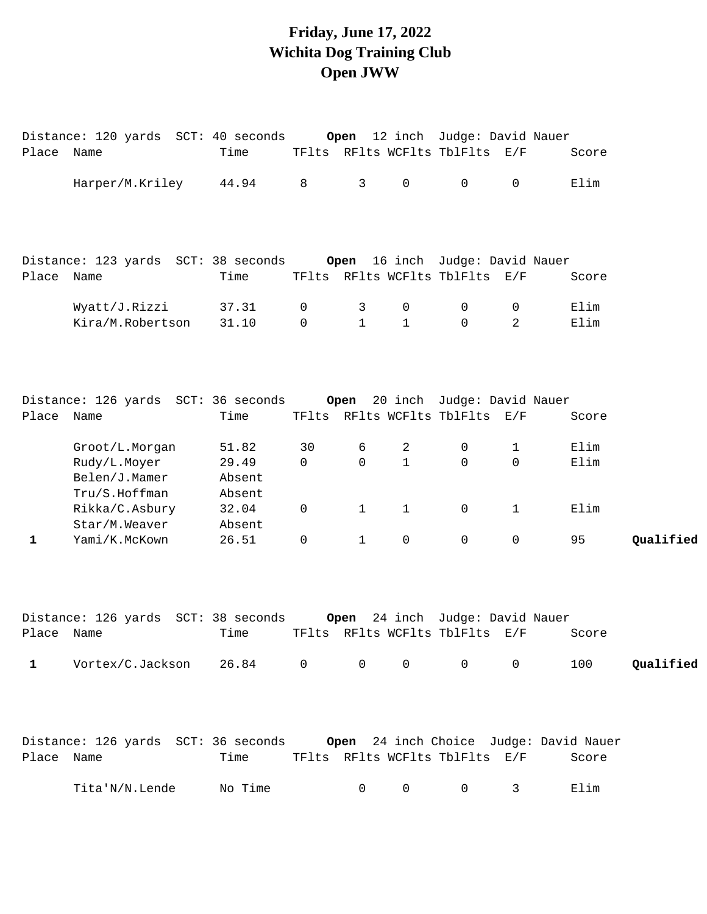# Friday, June 17, 2022
# Wichita Dog Training Club
# Open JWW

Distance: 120 yards SCT: 40 seconds **Open** 12 inch Judge: David Nauer

| Place | Name | Time | TFlts | RFlts | WCFlts | TblFlts | E/F | Score | |
|---|---|---|---|---|---|---|---|---|---|
| | Harper/M.Kriley | 44.94 | 8 | 3 | 0 | 0 | 0 | Elim | |

Distance: 123 yards SCT: 38 seconds **Open** 16 inch Judge: David Nauer

| Place | Name | Time | TFlts | RFlts | WCFlts | TblFlts | E/F | Score | |
|---|---|---|---|---|---|---|---|---|---|
| | Wyatt/J.Rizzi | 37.31 | 0 | 3 | 0 | 0 | 0 | Elim | |
| | Kira/M.Robertson | 31.10 | 0 | 1 | 1 | 0 | 2 | Elim | |

Distance: 126 yards SCT: 36 seconds **Open** 20 inch Judge: David Nauer

| Place | Name | Time | TFlts | RFlts | WCFlts | TblFlts | E/F | Score | |
|---|---|---|---|---|---|---|---|---|---|
| | Groot/L.Morgan | 51.82 | 30 | 6 | 2 | 0 | 1 | Elim | |
| | Rudy/L.Moyer | 29.49 | 0 | 0 | 1 | 0 | 0 | Elim | |
| | Belen/J.Mamer | Absent | | | | | | | |
| | Tru/S.Hoffman | Absent | | | | | | | |
| | Rikka/C.Asbury | 32.04 | 0 | 1 | 1 | 0 | 1 | Elim | |
| | Star/M.Weaver | Absent | | | | | | | |
| 1 | Yami/K.McKown | 26.51 | 0 | 1 | 0 | 0 | 0 | 95 | **Qualified** |

Distance: 126 yards SCT: 38 seconds **Open** 24 inch Judge: David Nauer

| Place | Name | Time | TFlts | RFlts | WCFlts | TblFlts | E/F | Score | |
|---|---|---|---|---|---|---|---|---|---|
| 1 | Vortex/C.Jackson | 26.84 | 0 | 0 | 0 | 0 | 0 | 100 | **Qualified** |

Distance: 126 yards SCT: 36 seconds **Open** 24 inch Choice Judge: David Nauer

| Place | Name | Time | TFlts | RFlts | WCFlts | TblFlts | E/F | Score |
|---|---|---|---|---|---|---|---|---|
| | Tita'N/N.Lende | No Time | | 0 | 0 | 0 | 3 | Elim |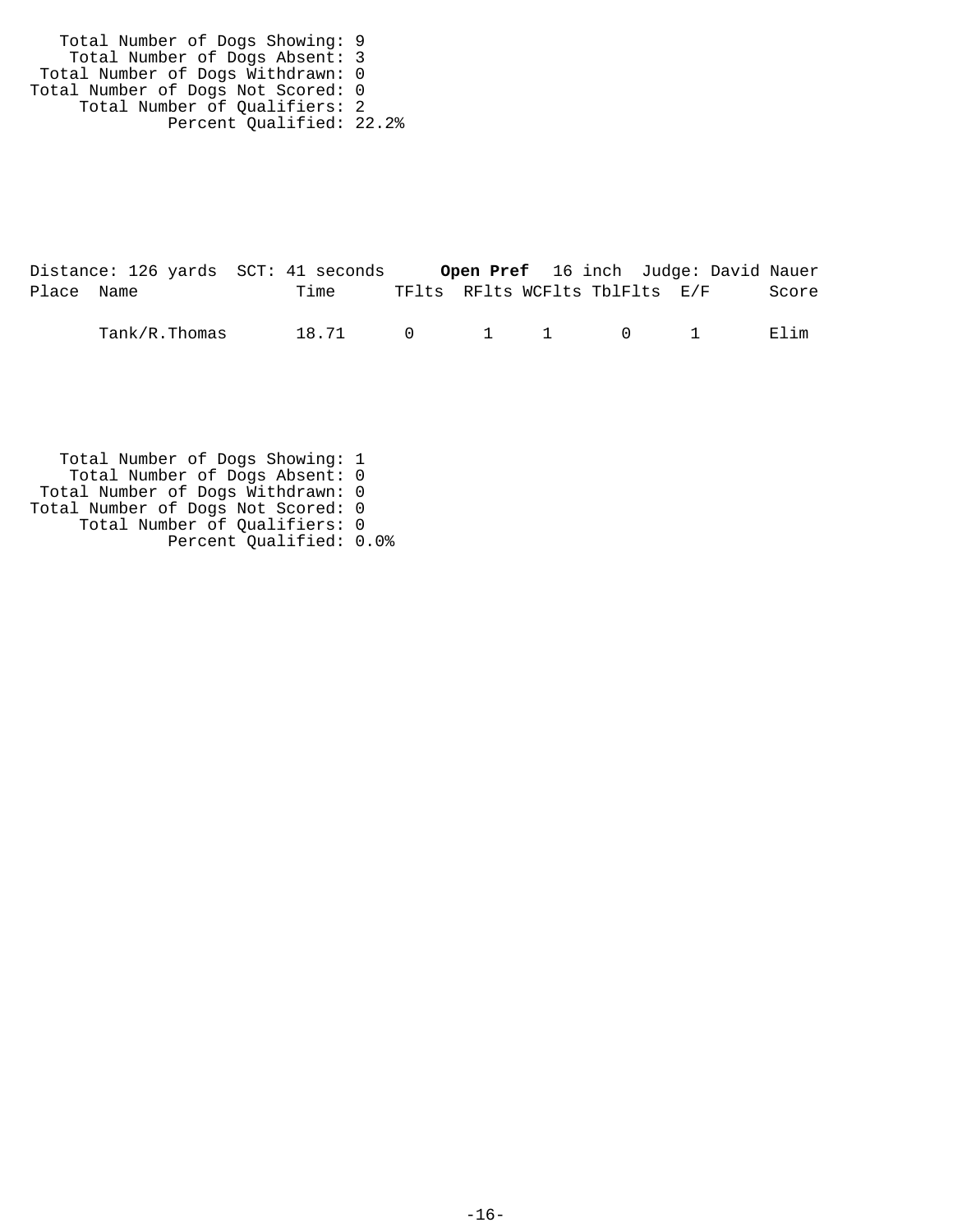Total Number of Dogs Showing: 9
Total Number of Dogs Absent: 3
Total Number of Dogs Withdrawn: 0
Total Number of Dogs Not Scored: 0
Total Number of Qualifiers: 2
Percent Qualified: 22.2%

Distance: 126 yards SCT: 41 seconds **Open Pref** 16 inch Judge: David Nauer

| Place | Name | Time | TFlts | RFlts | WCFlts | TblFlts | E/F | Score |
|---|---|---|---|---|---|---|---|---|
| | Tank/R.Thomas | 18.71 | 0 | 1 | 1 | 0 | 1 | Elim |

Total Number of Dogs Showing: 1
Total Number of Dogs Absent: 0
Total Number of Dogs Withdrawn: 0
Total Number of Dogs Not Scored: 0
Total Number of Qualifiers: 0
Percent Qualified: 0.0%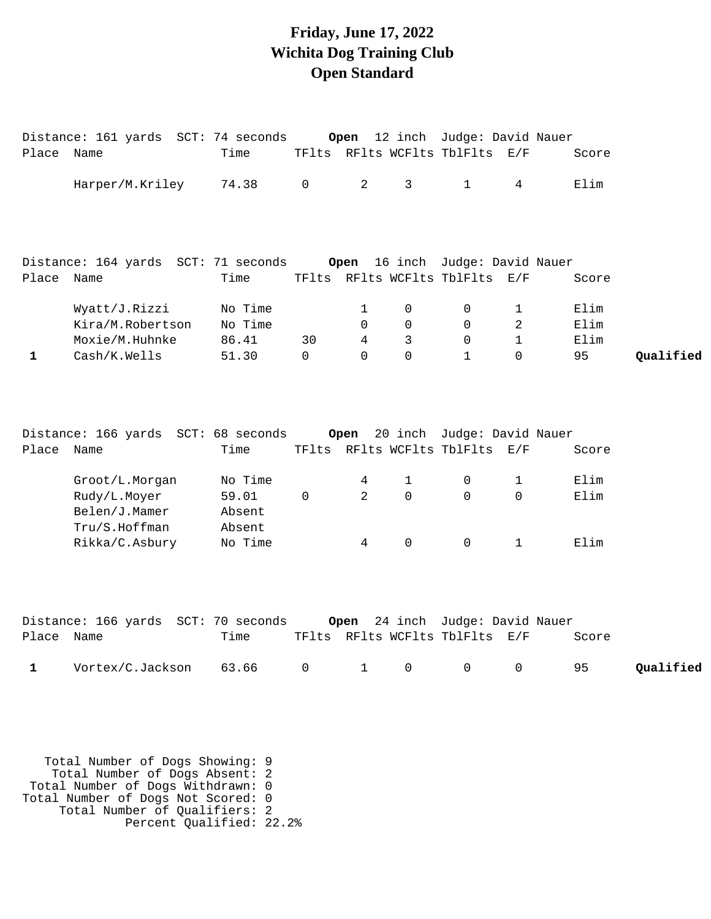# Friday, June 17, 2022
# Wichita Dog Training Club
# Open Standard

Distance: 161 yards SCT: 74 seconds **Open** 12 inch Judge: David Nauer

| Place | Name | Time | TFlts | RFlts | WCFlts | TblFlts | E/F | Score | |
|---|---|---|---|---|---|---|---|---|---|
| | Harper/M.Kriley | 74.38 | 0 | 2 | 3 | 1 | 4 | Elim | |

Distance: 164 yards SCT: 71 seconds **Open** 16 inch Judge: David Nauer

| Place | Name | Time | TFlts | RFlts | WCFlts | TblFlts | E/F | Score | |
|---|---|---|---|---|---|---|---|---|---|
| | Wyatt/J.Rizzi | No Time | | 1 | 0 | 0 | 1 | Elim | |
| | Kira/M.Robertson | No Time | | 0 | 0 | 0 | 2 | Elim | |
| | Moxie/M.Huhnke | 86.41 | 30 | 4 | 3 | 0 | 1 | Elim | |
| 1 | Cash/K.Wells | 51.30 | 0 | 0 | 0 | 1 | 0 | 95 | **Qualified** |

Distance: 166 yards SCT: 68 seconds **Open** 20 inch Judge: David Nauer

| Place | Name | Time | TFlts | RFlts | WCFlts | TblFlts | E/F | Score | |
|---|---|---|---|---|---|---|---|---|---|
| | Groot/L.Morgan | No Time | | 4 | 1 | 0 | 1 | Elim | |
| | Rudy/L.Moyer | 59.01 | 0 | 2 | 0 | 0 | 0 | Elim | |
| | Belen/J.Mamer | Absent | | | | | | | |
| | Tru/S.Hoffman | Absent | | | | | | | |
| | Rikka/C.Asbury | No Time | | 4 | 0 | 0 | 1 | Elim | |

Distance: 166 yards SCT: 70 seconds **Open** 24 inch Judge: David Nauer

| Place | Name | Time | TFlts | RFlts | WCFlts | TblFlts | E/F | Score | |
|---|---|---|---|---|---|---|---|---|---|
| 1 | Vortex/C.Jackson | 63.66 | 0 | 1 | 0 | 0 | 0 | 95 | **Qualified** |

Total Number of Dogs Showing: 9
Total Number of Dogs Absent: 2
Total Number of Dogs Withdrawn: 0
Total Number of Dogs Not Scored: 0
Total Number of Qualifiers: 2
Percent Qualified: 22.2%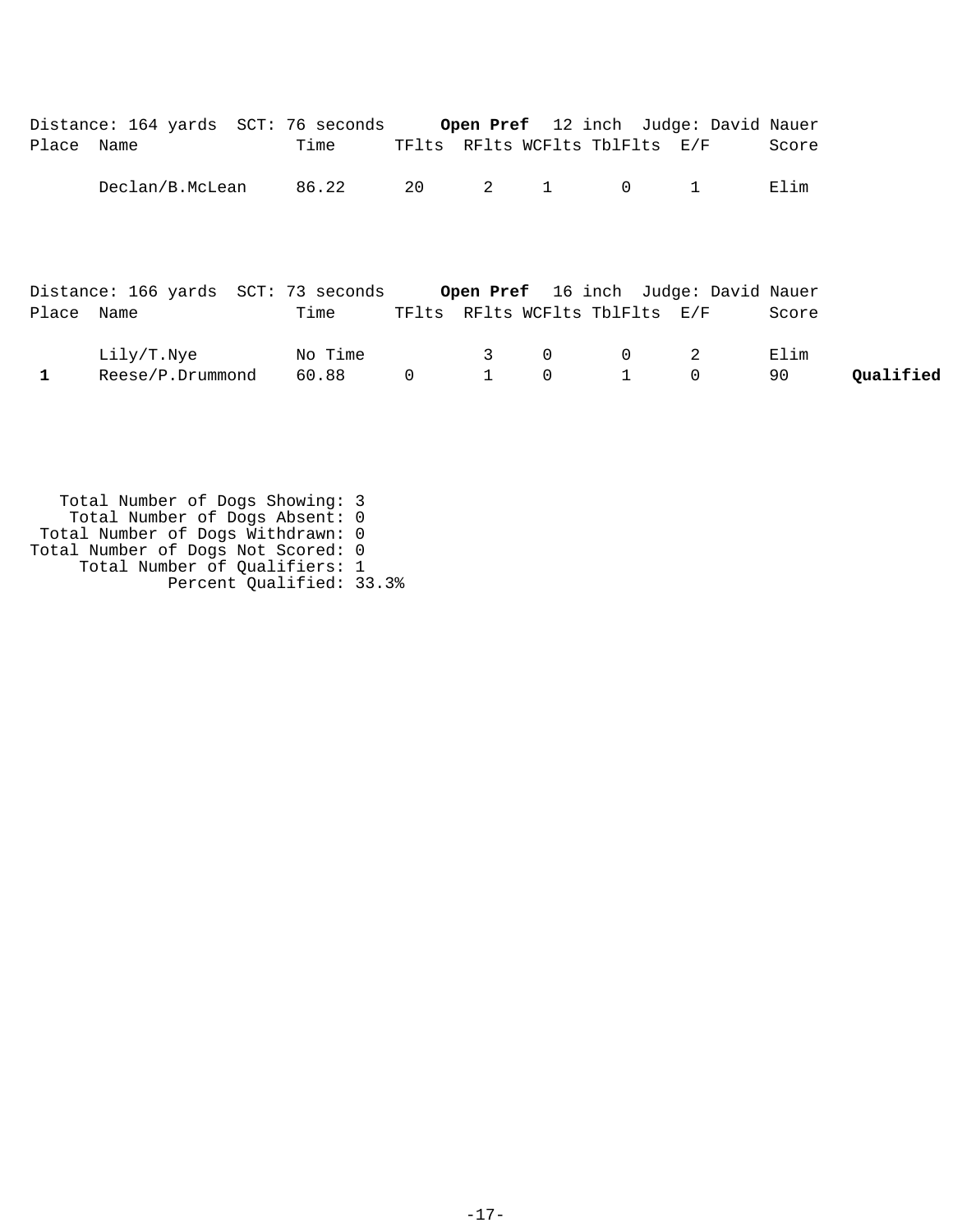Distance: 164 yards SCT: 76 seconds **Open Pref** 12 inch Judge: David Nauer

| Place | Name | Time | TFlts | RFlts | WCFlts | TblFlts | E/F | Score | |
|---|---|---|---|---|---|---|---|---|---|
| | Declan/B.McLean | 86.22 | 20 | 2 | 1 | 0 | 1 | Elim | |

Distance: 166 yards SCT: 73 seconds **Open Pref** 16 inch Judge: David Nauer

| Place | Name | Time | TFlts | RFlts | WCFlts | TblFlts | E/F | Score | |
|---|---|---|---|---|---|---|---|---|---|
| | Lily/T.Nye | No Time | | 3 | 0 | 0 | 2 | Elim | |
| **1** | Reese/P.Drummond | 60.88 | 0 | 1 | 0 | 1 | 0 | 90 | **Qualified** |

Total Number of Dogs Showing: 3
Total Number of Dogs Absent: 0
Total Number of Dogs Withdrawn: 0
Total Number of Dogs Not Scored: 0
Total Number of Qualifiers: 1
Percent Qualified: 33.3%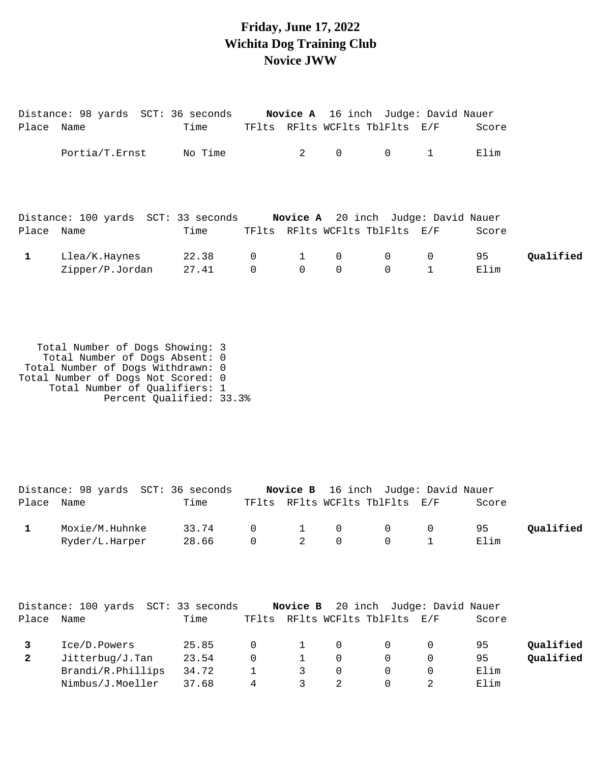# Friday, June 17, 2022
# Wichita Dog Training Club
# Novice JWW

Distance: 98 yards SCT: 36 seconds **Novice A** 16 inch Judge: David Nauer

| Place | Name | Time | TFlts | RFlts | WCFlts | TblFlts | E/F | Score | |
|---|---|---|---|---|---|---|---|---|---|
| | Portia/T.Ernst | No Time | | 2 | 0 | 0 | 1 | Elim | |

Distance: 100 yards SCT: 33 seconds **Novice A** 20 inch Judge: David Nauer

| Place | Name | Time | TFlts | RFlts | WCFlts | TblFlts | E/F | Score | |
|---|---|---|---|---|---|---|---|---|---|
| **1** | Llea/K.Haynes | 22.38 | 0 | 1 | 0 | 0 | 0 | 95 | **Qualified** |
| | Zipper/P.Jordan | 27.41 | 0 | 0 | 0 | 0 | 1 | Elim | |

Total Number of Dogs Showing: 3
Total Number of Dogs Absent: 0
Total Number of Dogs Withdrawn: 0
Total Number of Dogs Not Scored: 0
Total Number of Qualifiers: 1
Percent Qualified: 33.3%

Distance: 98 yards SCT: 36 seconds **Novice B** 16 inch Judge: David Nauer

| Place | Name | Time | TFlts | RFlts | WCFlts | TblFlts | E/F | Score | |
|---|---|---|---|---|---|---|---|---|---|
| **1** | Moxie/M.Huhnke | 33.74 | 0 | 1 | 0 | 0 | 0 | 95 | **Qualified** |
| | Ryder/L.Harper | 28.66 | 0 | 2 | 0 | 0 | 1 | Elim | |

Distance: 100 yards SCT: 33 seconds **Novice B** 20 inch Judge: David Nauer

| Place | Name | Time | TFlts | RFlts | WCFlts | TblFlts | E/F | Score | |
|---|---|---|---|---|---|---|---|---|---|
| **3** | Ice/D.Powers | 25.85 | 0 | 1 | 0 | 0 | 0 | 95 | **Qualified** |
| **2** | Jitterbug/J.Tan | 23.54 | 0 | 1 | 0 | 0 | 0 | 95 | **Qualified** |
| | Brandi/R.Phillips | 34.72 | 1 | 3 | 0 | 0 | 0 | Elim | |
| | Nimbus/J.Moeller | 37.68 | 4 | 3 | 2 | 0 | 2 | Elim | |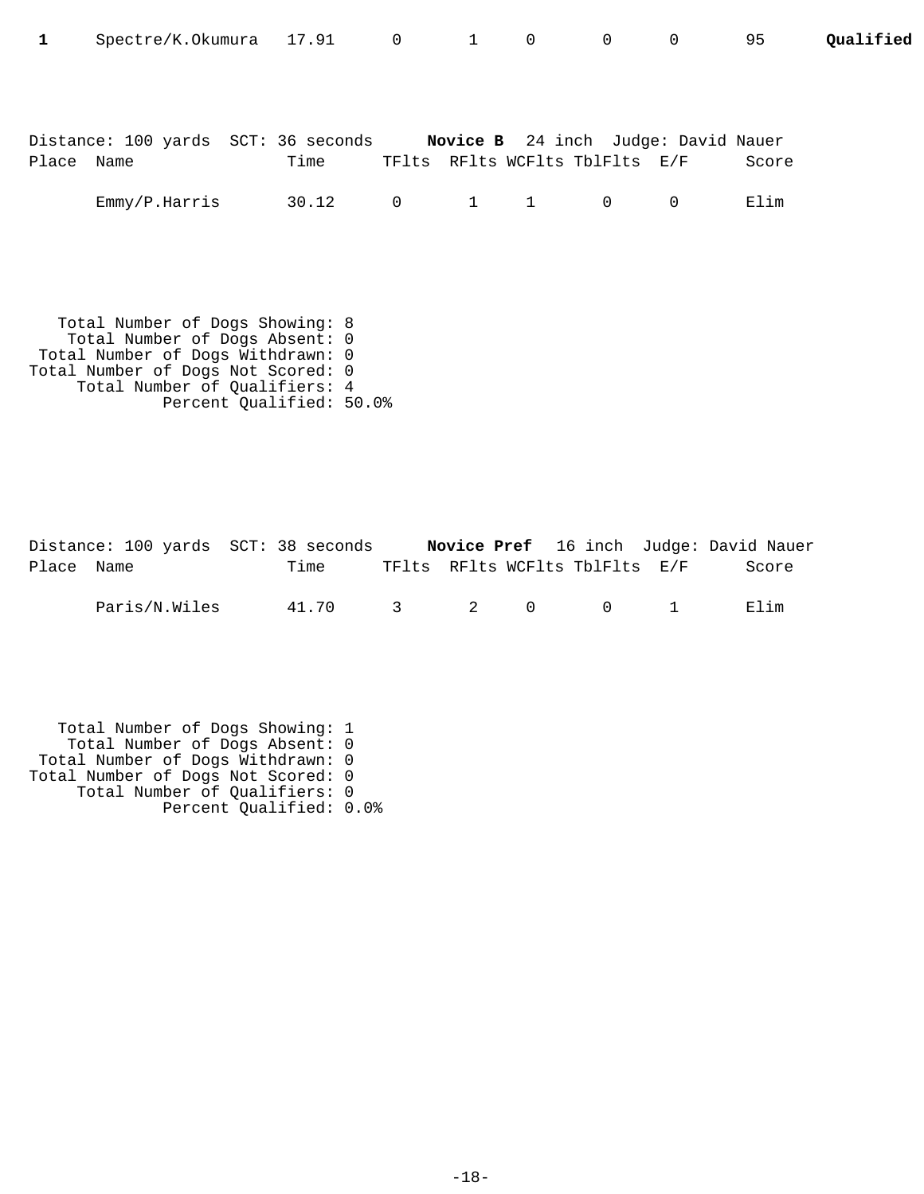| Place | Name | Time | TFlts | RFlts | WCFlts | TblFlts | E/F | Score | |
|---|---|---|---|---|---|---|---|---|---|
| **1** | Spectre/K.Okumura | 17.91 | 0 | 1 | 0 | 0 | 0 | 95 | **Qualified** |

Distance: 100 yards  SCT: 36 seconds  **Novice B**  24 inch  Judge: David Nauer

| Place | Name | Time | TFlts | RFlts | WCFlts | TblFlts | E/F | Score |
|---|---|---|---|---|---|---|---|---|
| | Emmy/P.Harris | 30.12 | 0 | 1 | 1 | 0 | 0 | Elim |

Total Number of Dogs Showing: 8
Total Number of Dogs Absent: 0
Total Number of Dogs Withdrawn: 0
Total Number of Dogs Not Scored: 0
Total Number of Qualifiers: 4
Percent Qualified: 50.0%

Distance: 100 yards  SCT: 38 seconds  **Novice Pref**  16 inch  Judge: David Nauer

| Place | Name | Time | TFlts | RFlts | WCFlts | TblFlts | E/F | Score |
|---|---|---|---|---|---|---|---|---|
| | Paris/N.Wiles | 41.70 | 3 | 2 | 0 | 0 | 1 | Elim |

Total Number of Dogs Showing: 1
Total Number of Dogs Absent: 0
Total Number of Dogs Withdrawn: 0
Total Number of Dogs Not Scored: 0
Total Number of Qualifiers: 0
Percent Qualified: 0.0%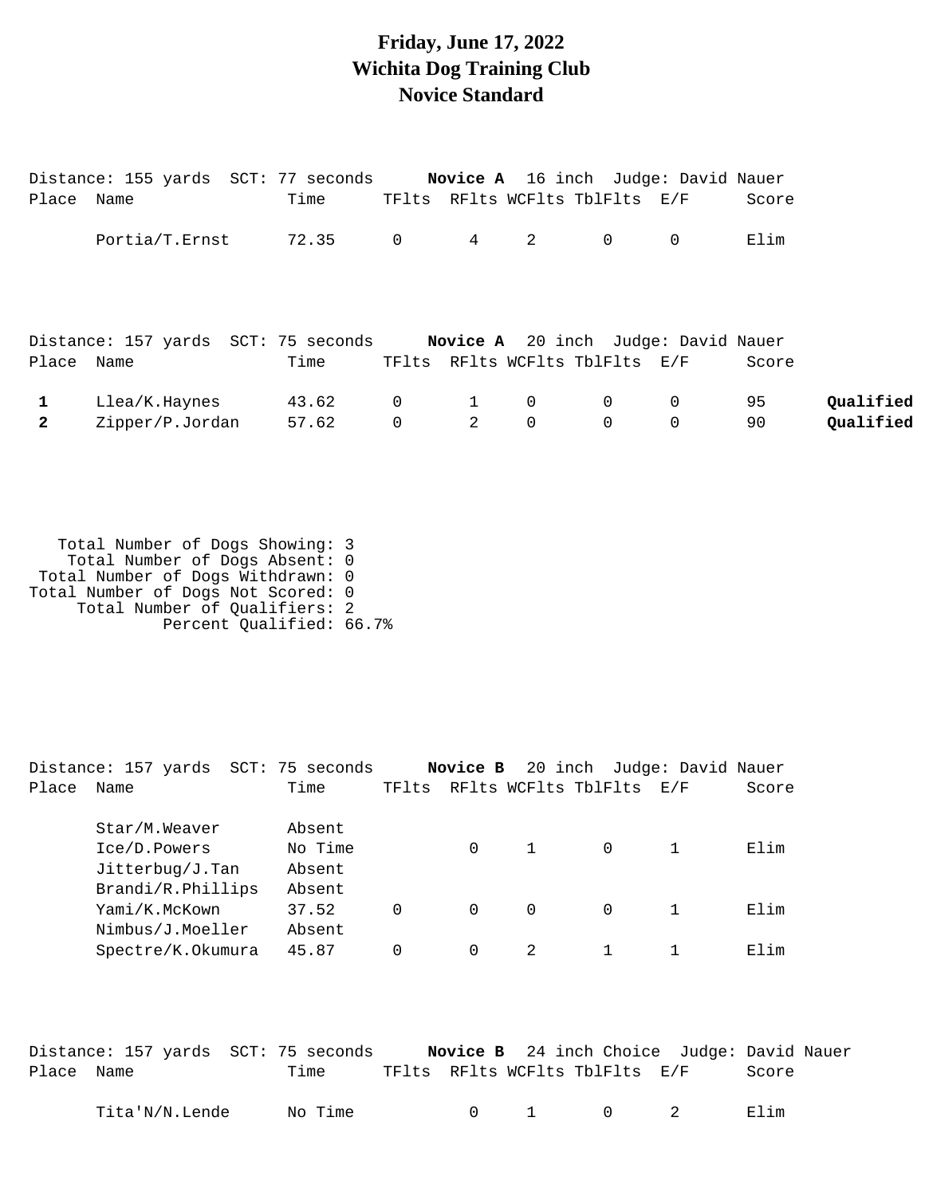# Friday, June 17, 2022
# Wichita Dog Training Club
# Novice Standard

Distance: 155 yards SCT: 77 seconds **Novice A** 16 inch Judge: David Nauer

| Place | Name | Time | TFlts | RFlts | WCFlts | TblFlts | E/F | Score | |
|---|---|---|---|---|---|---|---|---|---|
| | Portia/T.Ernst | 72.35 | 0 | 4 | 2 | 0 | 0 | Elim | |

Distance: 157 yards SCT: 75 seconds **Novice A** 20 inch Judge: David Nauer

| Place | Name | Time | TFlts | RFlts | WCFlts | TblFlts | E/F | Score | |
|---|---|---|---|---|---|---|---|---|---|
| **1** | Llea/K.Haynes | 43.62 | 0 | 1 | 0 | 0 | 0 | 95 | **Qualified** |
| **2** | Zipper/P.Jordan | 57.62 | 0 | 2 | 0 | 0 | 0 | 90 | **Qualified** |

Total Number of Dogs Showing: 3
Total Number of Dogs Absent: 0
Total Number of Dogs Withdrawn: 0
Total Number of Dogs Not Scored: 0
Total Number of Qualifiers: 2
Percent Qualified: 66.7%

Distance: 157 yards SCT: 75 seconds **Novice B** 20 inch Judge: David Nauer

| Place | Name | Time | TFlts | RFlts | WCFlts | TblFlts | E/F | Score |
|---|---|---|---|---|---|---|---|---|
| | Star/M.Weaver | Absent | | | | | | |
| | Ice/D.Powers | No Time | | 0 | 1 | 0 | 1 | Elim |
| | Jitterbug/J.Tan | Absent | | | | | | |
| | Brandi/R.Phillips | Absent | | | | | | |
| | Yami/K.McKown | 37.52 | 0 | 0 | 0 | 0 | 1 | Elim |
| | Nimbus/J.Moeller | Absent | | | | | | |
| | Spectre/K.Okumura | 45.87 | 0 | 0 | 2 | 1 | 1 | Elim |

Distance: 157 yards SCT: 75 seconds **Novice B** 24 inch Choice Judge: David Nauer

| Place | Name | Time | TFlts | RFlts | WCFlts | TblFlts | E/F | Score |
|---|---|---|---|---|---|---|---|---|
| | Tita'N/N.Lende | No Time | | 0 | 1 | 0 | 2 | Elim |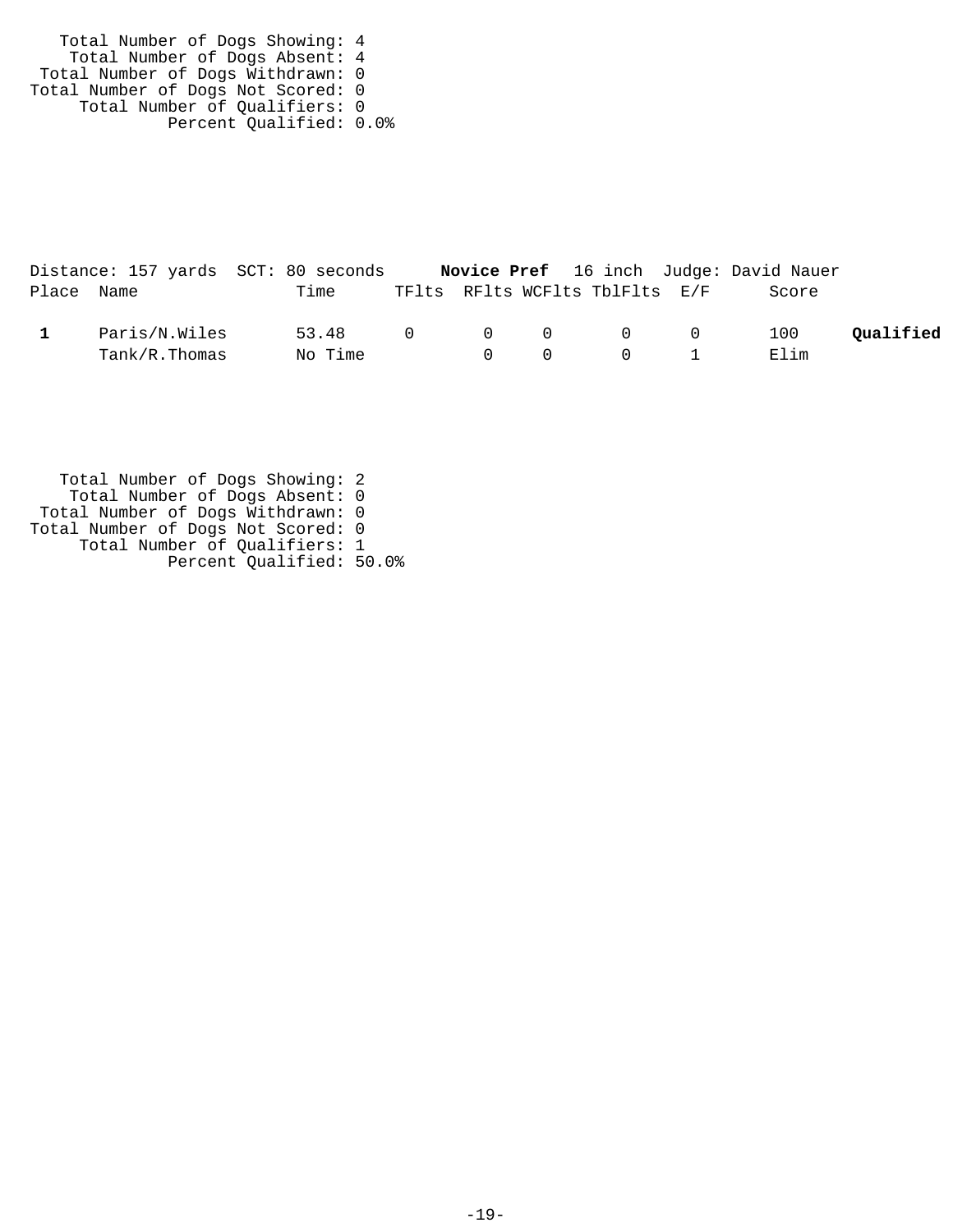Total Number of Dogs Showing: 4
Total Number of Dogs Absent: 4
Total Number of Dogs Withdrawn: 0
Total Number of Dogs Not Scored: 0
Total Number of Qualifiers: 0
Percent Qualified: 0.0%

Distance: 157 yards SCT: 80 seconds **Novice Pref** 16 inch Judge: David Nauer

| Place | Name | Time | TFlts | RFlts | WCFlts | TblFlts | E/F | Score | |
|---|---|---|---|---|---|---|---|---|---|
| **1** | Paris/N.Wiles | 53.48 | 0 | 0 | 0 | 0 | 0 | 100 | **Qualified** |
| | Tank/R.Thomas | No Time | | 0 | 0 | 0 | 1 | Elim | |

Total Number of Dogs Showing: 2
Total Number of Dogs Absent: 0
Total Number of Dogs Withdrawn: 0
Total Number of Dogs Not Scored: 0
Total Number of Qualifiers: 1
Percent Qualified: 50.0%